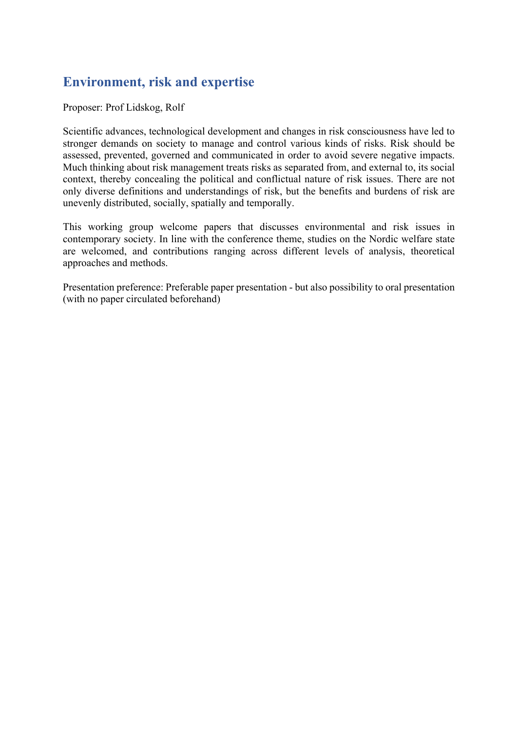# Environment, risk and expertise

Proposer: Prof Lidskog, Rolf

Scientific advances, technological development and changes in risk consciousness have led to stronger demands on society to manage and control various kinds of risks. Risk should be assessed, prevented, governed and communicated in order to avoid severe negative impacts. Much thinking about risk management treats risks as separated from, and external to, its social context, thereby concealing the political and conflictual nature of risk issues. There are not only diverse definitions and understandings of risk, but the benefits and burdens of risk are unevenly distributed, socially, spatially and temporally.

This working group welcome papers that discusses environmental and risk issues in contemporary society. In line with the conference theme, studies on the Nordic welfare state are welcomed, and contributions ranging across different levels of analysis, theoretical approaches and methods.

Presentation preference: Preferable paper presentation - but also possibility to oral presentation (with no paper circulated beforehand)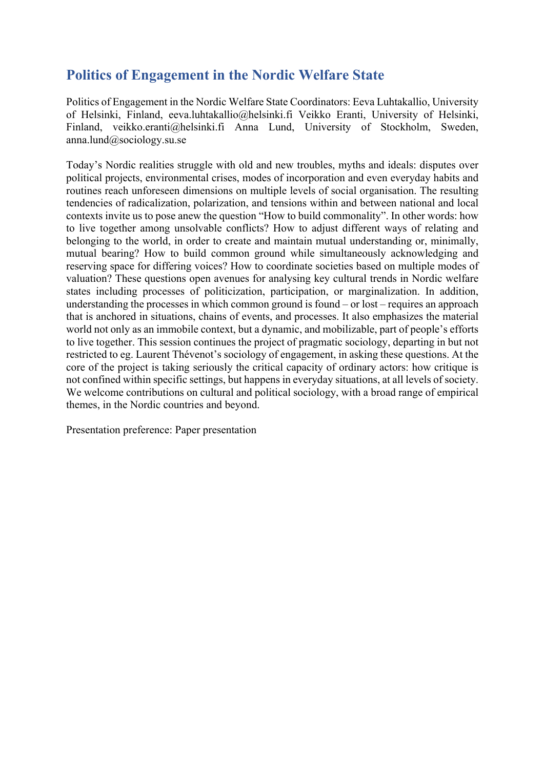## Politics of Engagement in the Nordic Welfare State

Politics of Engagement in the Nordic Welfare State Coordinators: Eeva Luhtakallio, University of Helsinki, Finland, eeva.luhtakallio@helsinki.fi Veikko Eranti, University of Helsinki, Finland, veikko.eranti@helsinki.fi Anna Lund, University of Stockholm, Sweden, anna.lund@sociology.su.se

Today's Nordic realities struggle with old and new troubles, myths and ideals: disputes over political projects, environmental crises, modes of incorporation and even everyday habits and routines reach unforeseen dimensions on multiple levels of social organisation. The resulting tendencies of radicalization, polarization, and tensions within and between national and local contexts invite us to pose anew the question "How to build commonality". In other words: how to live together among unsolvable conflicts? How to adjust different ways of relating and belonging to the world, in order to create and maintain mutual understanding or, minimally, mutual bearing? How to build common ground while simultaneously acknowledging and reserving space for differing voices? How to coordinate societies based on multiple modes of valuation? These questions open avenues for analysing key cultural trends in Nordic welfare states including processes of politicization, participation, or marginalization. In addition, understanding the processes in which common ground is found – or lost – requires an approach that is anchored in situations, chains of events, and processes. It also emphasizes the material world not only as an immobile context, but a dynamic, and mobilizable, part of people's efforts to live together. This session continues the project of pragmatic sociology, departing in but not restricted to eg. Laurent Thévenot's sociology of engagement, in asking these questions. At the core of the project is taking seriously the critical capacity of ordinary actors: how critique is not confined within specific settings, but happens in everyday situations, at all levels of society. We welcome contributions on cultural and political sociology, with a broad range of empirical themes, in the Nordic countries and beyond.

Presentation preference: Paper presentation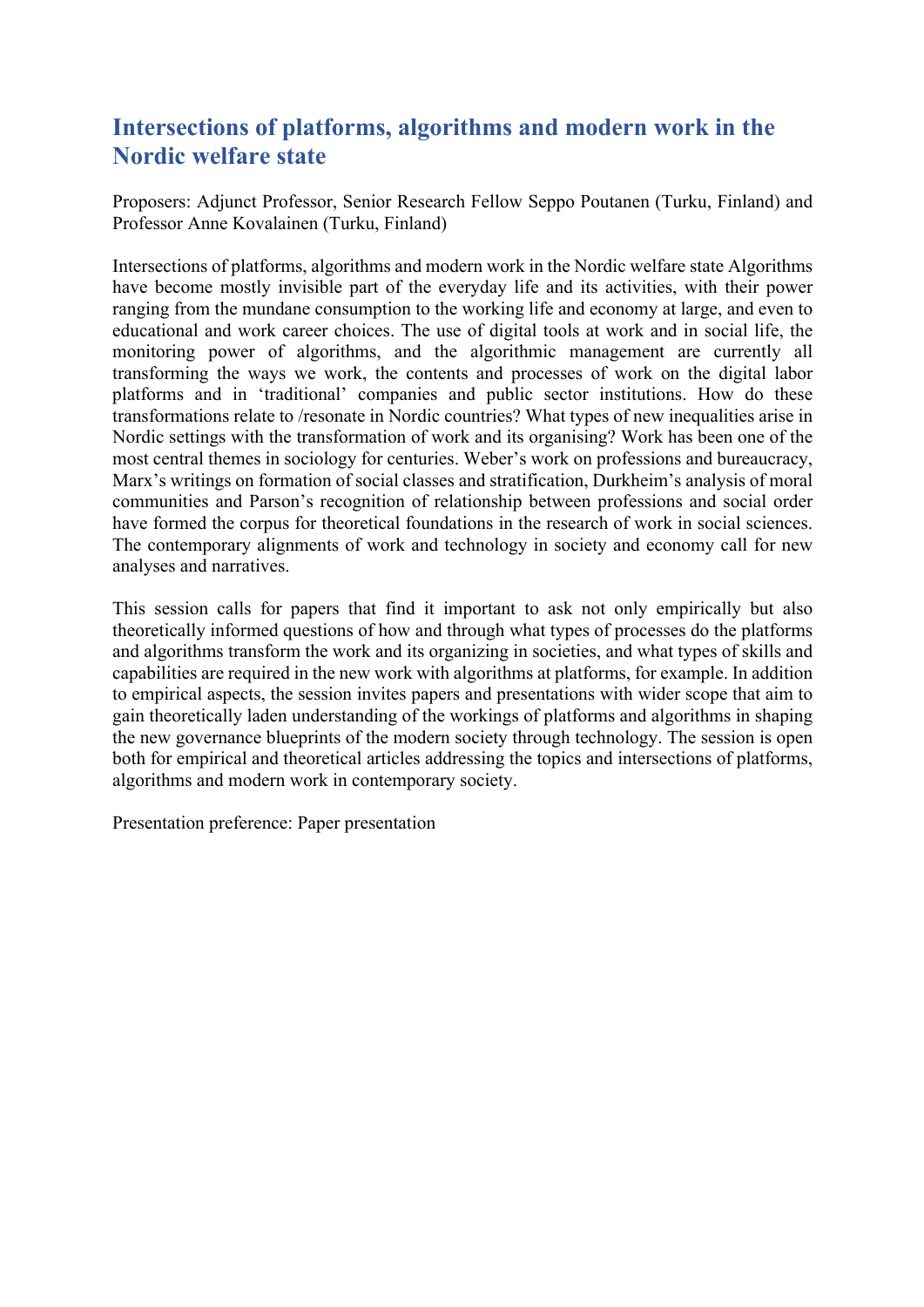## Intersections of platforms, algorithms and modern work in the Nordic welfare state

Proposers: Adjunct Professor, Senior Research Fellow Seppo Poutanen (Turku, Finland) and Professor Anne Kovalainen (Turku, Finland)

Intersections of platforms, algorithms and modern work in the Nordic welfare state Algorithms have become mostly invisible part of the everyday life and its activities, with their power ranging from the mundane consumption to the working life and economy at large, and even to educational and work career choices. The use of digital tools at work and in social life, the monitoring power of algorithms, and the algorithmic management are currently all transforming the ways we work, the contents and processes of work on the digital labor platforms and in 'traditional' companies and public sector institutions. How do these transformations relate to /resonate in Nordic countries? What types of new inequalities arise in Nordic settings with the transformation of work and its organising? Work has been one of the most central themes in sociology for centuries. Weber's work on professions and bureaucracy, Marx's writings on formation of social classes and stratification, Durkheim's analysis of moral communities and Parson's recognition of relationship between professions and social order have formed the corpus for theoretical foundations in the research of work in social sciences. The contemporary alignments of work and technology in society and economy call for new analyses and narratives.

This session calls for papers that find it important to ask not only empirically but also theoretically informed questions of how and through what types of processes do the platforms and algorithms transform the work and its organizing in societies, and what types of skills and capabilities are required in the new work with algorithms at platforms, for example. In addition to empirical aspects, the session invites papers and presentations with wider scope that aim to gain theoretically laden understanding of the workings of platforms and algorithms in shaping the new governance blueprints of the modern society through technology. The session is open both for empirical and theoretical articles addressing the topics and intersections of platforms, algorithms and modern work in contemporary society.

Presentation preference: Paper presentation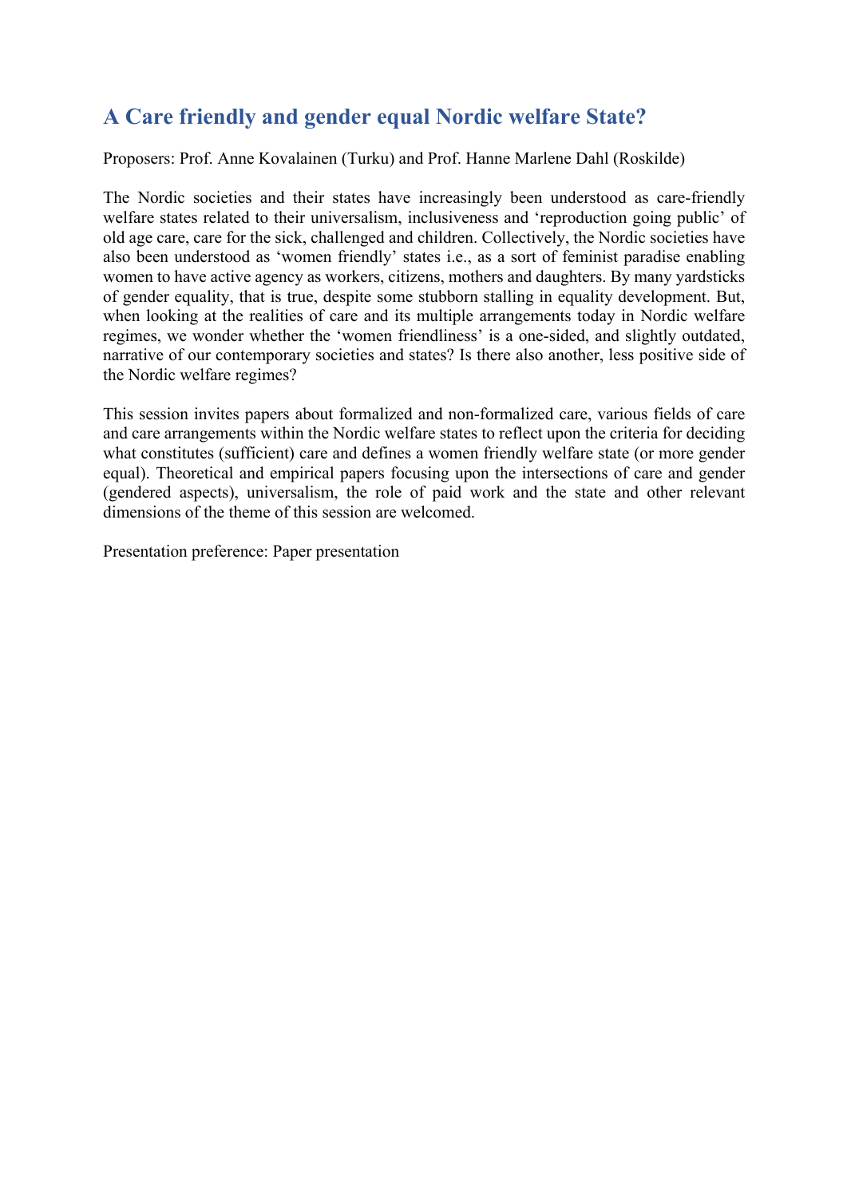## A Care friendly and gender equal Nordic welfare State?

Proposers: Prof. Anne Kovalainen (Turku) and Prof. Hanne Marlene Dahl (Roskilde)

The Nordic societies and their states have increasingly been understood as care-friendly welfare states related to their universalism, inclusiveness and 'reproduction going public' of old age care, care for the sick, challenged and children. Collectively, the Nordic societies have also been understood as 'women friendly' states i.e., as a sort of feminist paradise enabling women to have active agency as workers, citizens, mothers and daughters. By many yardsticks of gender equality, that is true, despite some stubborn stalling in equality development. But, when looking at the realities of care and its multiple arrangements today in Nordic welfare regimes, we wonder whether the 'women friendliness' is a one-sided, and slightly outdated, narrative of our contemporary societies and states? Is there also another, less positive side of the Nordic welfare regimes?

This session invites papers about formalized and non-formalized care, various fields of care and care arrangements within the Nordic welfare states to reflect upon the criteria for deciding what constitutes (sufficient) care and defines a women friendly welfare state (or more gender equal). Theoretical and empirical papers focusing upon the intersections of care and gender (gendered aspects), universalism, the role of paid work and the state and other relevant dimensions of the theme of this session are welcomed.

Presentation preference: Paper presentation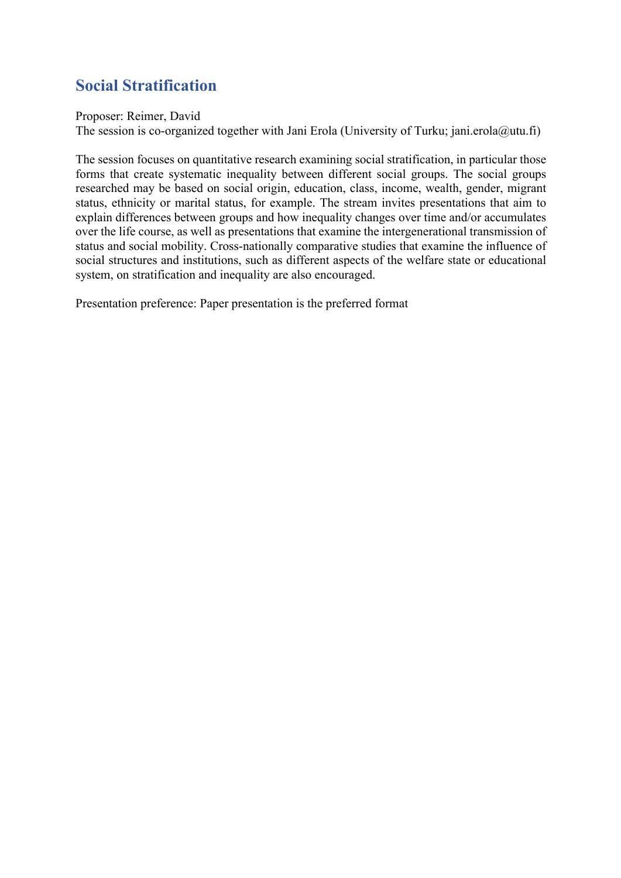## Social Stratification

Proposer: Reimer, David
The session is co-organized together with Jani Erola (University of Turku; jani.erola@utu.fi)

The session focuses on quantitative research examining social stratification, in particular those forms that create systematic inequality between different social groups. The social groups researched may be based on social origin, education, class, income, wealth, gender, migrant status, ethnicity or marital status, for example. The stream invites presentations that aim to explain differences between groups and how inequality changes over time and/or accumulates over the life course, as well as presentations that examine the intergenerational transmission of status and social mobility. Cross-nationally comparative studies that examine the influence of social structures and institutions, such as different aspects of the welfare state or educational system, on stratification and inequality are also encouraged.

Presentation preference: Paper presentation is the preferred format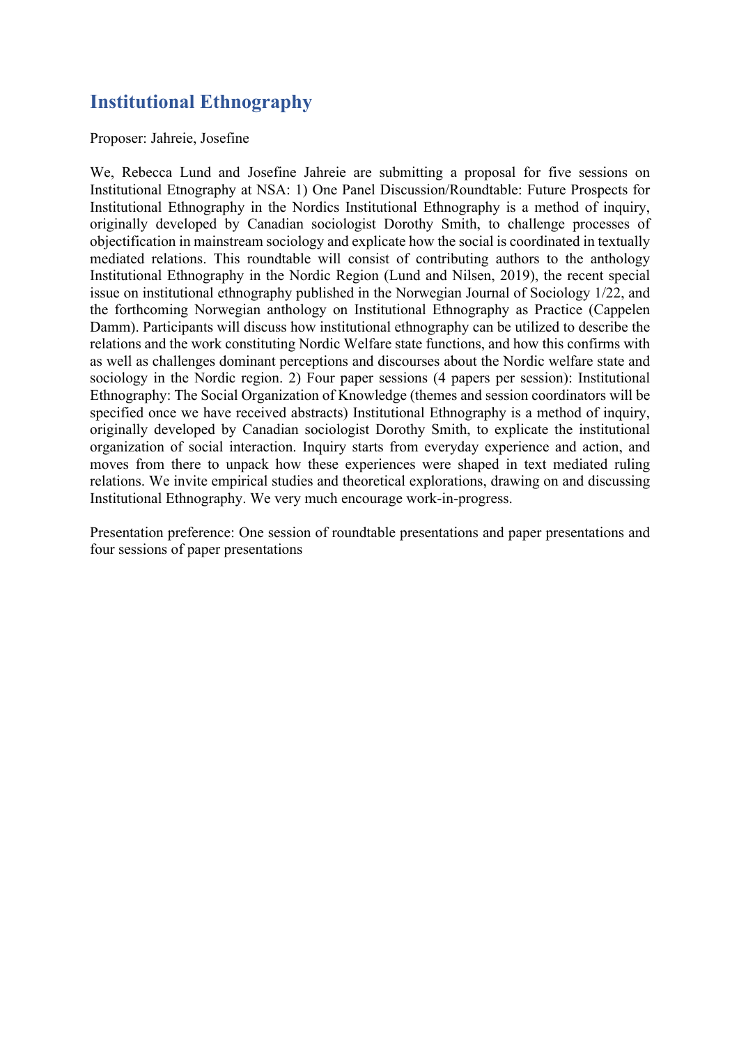## Institutional Ethnography

Proposer: Jahreie, Josefine

We, Rebecca Lund and Josefine Jahreie are submitting a proposal for five sessions on Institutional Etnography at NSA: 1) One Panel Discussion/Roundtable: Future Prospects for Institutional Ethnography in the Nordics Institutional Ethnography is a method of inquiry, originally developed by Canadian sociologist Dorothy Smith, to challenge processes of objectification in mainstream sociology and explicate how the social is coordinated in textually mediated relations. This roundtable will consist of contributing authors to the anthology Institutional Ethnography in the Nordic Region (Lund and Nilsen, 2019), the recent special issue on institutional ethnography published in the Norwegian Journal of Sociology 1/22, and the forthcoming Norwegian anthology on Institutional Ethnography as Practice (Cappelen Damm). Participants will discuss how institutional ethnography can be utilized to describe the relations and the work constituting Nordic Welfare state functions, and how this confirms with as well as challenges dominant perceptions and discourses about the Nordic welfare state and sociology in the Nordic region. 2) Four paper sessions (4 papers per session): Institutional Ethnography: The Social Organization of Knowledge (themes and session coordinators will be specified once we have received abstracts) Institutional Ethnography is a method of inquiry, originally developed by Canadian sociologist Dorothy Smith, to explicate the institutional organization of social interaction. Inquiry starts from everyday experience and action, and moves from there to unpack how these experiences were shaped in text mediated ruling relations. We invite empirical studies and theoretical explorations, drawing on and discussing Institutional Ethnography. We very much encourage work-in-progress.

Presentation preference: One session of roundtable presentations and paper presentations and four sessions of paper presentations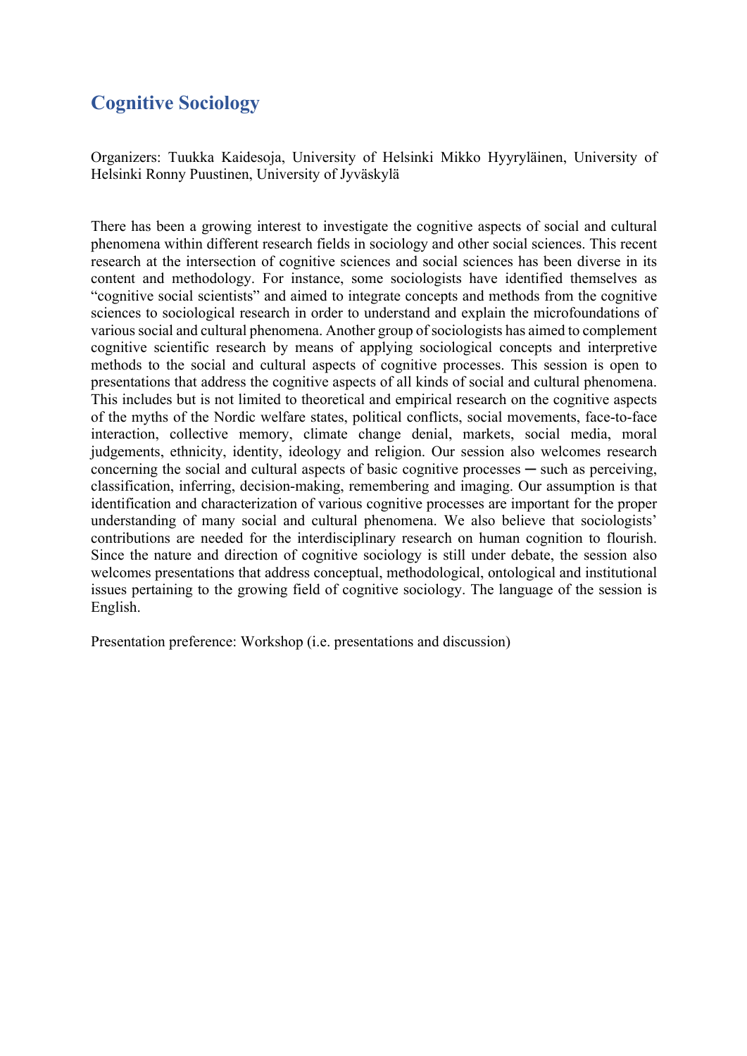## Cognitive Sociology

Organizers: Tuukka Kaidesoja, University of Helsinki Mikko Hyyryläinen, University of Helsinki Ronny Puustinen, University of Jyväskylä

There has been a growing interest to investigate the cognitive aspects of social and cultural phenomena within different research fields in sociology and other social sciences. This recent research at the intersection of cognitive sciences and social sciences has been diverse in its content and methodology. For instance, some sociologists have identified themselves as "cognitive social scientists" and aimed to integrate concepts and methods from the cognitive sciences to sociological research in order to understand and explain the microfoundations of various social and cultural phenomena. Another group of sociologists has aimed to complement cognitive scientific research by means of applying sociological concepts and interpretive methods to the social and cultural aspects of cognitive processes. This session is open to presentations that address the cognitive aspects of all kinds of social and cultural phenomena. This includes but is not limited to theoretical and empirical research on the cognitive aspects of the myths of the Nordic welfare states, political conflicts, social movements, face-to-face interaction, collective memory, climate change denial, markets, social media, moral judgements, ethnicity, identity, ideology and religion. Our session also welcomes research concerning the social and cultural aspects of basic cognitive processes ─ such as perceiving, classification, inferring, decision-making, remembering and imaging. Our assumption is that identification and characterization of various cognitive processes are important for the proper understanding of many social and cultural phenomena. We also believe that sociologists' contributions are needed for the interdisciplinary research on human cognition to flourish. Since the nature and direction of cognitive sociology is still under debate, the session also welcomes presentations that address conceptual, methodological, ontological and institutional issues pertaining to the growing field of cognitive sociology. The language of the session is English.

Presentation preference: Workshop (i.e. presentations and discussion)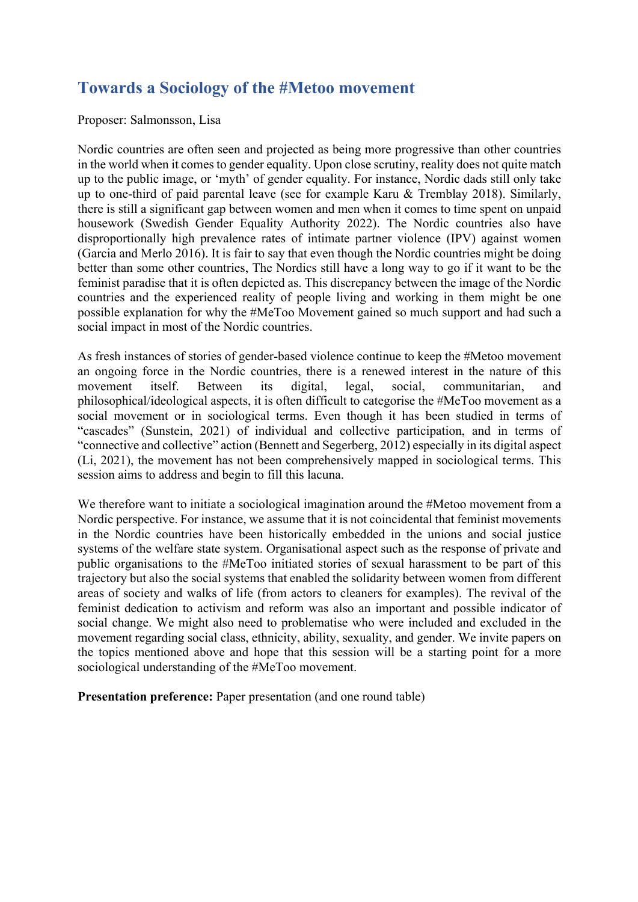## Towards a Sociology of the #Metoo movement

Proposer: Salmonsson, Lisa

Nordic countries are often seen and projected as being more progressive than other countries in the world when it comes to gender equality. Upon close scrutiny, reality does not quite match up to the public image, or 'myth' of gender equality. For instance, Nordic dads still only take up to one-third of paid parental leave (see for example Karu & Tremblay 2018). Similarly, there is still a significant gap between women and men when it comes to time spent on unpaid housework (Swedish Gender Equality Authority 2022). The Nordic countries also have disproportionally high prevalence rates of intimate partner violence (IPV) against women (Garcia and Merlo 2016). It is fair to say that even though the Nordic countries might be doing better than some other countries, The Nordics still have a long way to go if it want to be the feminist paradise that it is often depicted as. This discrepancy between the image of the Nordic countries and the experienced reality of people living and working in them might be one possible explanation for why the #MeToo Movement gained so much support and had such a social impact in most of the Nordic countries.

As fresh instances of stories of gender-based violence continue to keep the #Metoo movement an ongoing force in the Nordic countries, there is a renewed interest in the nature of this movement itself. Between its digital, legal, social, communitarian, and philosophical/ideological aspects, it is often difficult to categorise the #MeToo movement as a social movement or in sociological terms. Even though it has been studied in terms of "cascades" (Sunstein, 2021) of individual and collective participation, and in terms of "connective and collective" action (Bennett and Segerberg, 2012) especially in its digital aspect (Li, 2021), the movement has not been comprehensively mapped in sociological terms. This session aims to address and begin to fill this lacuna.

We therefore want to initiate a sociological imagination around the #Metoo movement from a Nordic perspective. For instance, we assume that it is not coincidental that feminist movements in the Nordic countries have been historically embedded in the unions and social justice systems of the welfare state system. Organisational aspect such as the response of private and public organisations to the #MeToo initiated stories of sexual harassment to be part of this trajectory but also the social systems that enabled the solidarity between women from different areas of society and walks of life (from actors to cleaners for examples). The revival of the feminist dedication to activism and reform was also an important and possible indicator of social change. We might also need to problematise who were included and excluded in the movement regarding social class, ethnicity, ability, sexuality, and gender. We invite papers on the topics mentioned above and hope that this session will be a starting point for a more sociological understanding of the #MeToo movement.

**Presentation preference:** Paper presentation (and one round table)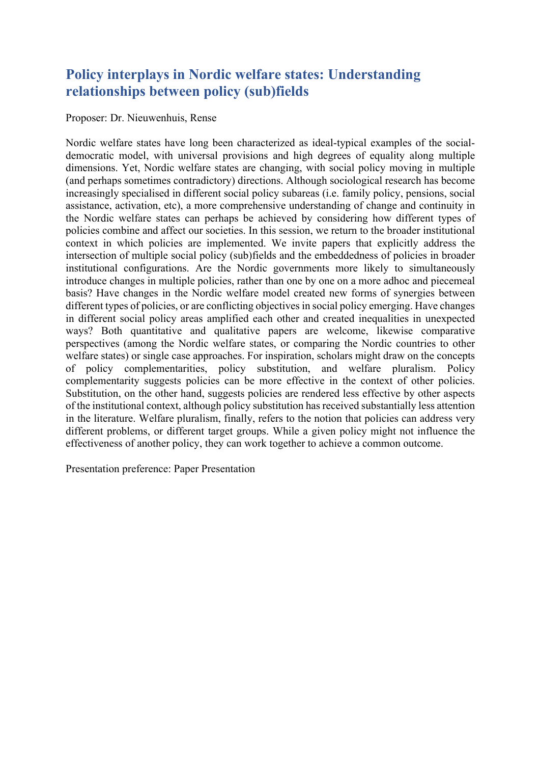## Policy interplays in Nordic welfare states: Understanding relationships between policy (sub)fields

Proposer: Dr. Nieuwenhuis, Rense

Nordic welfare states have long been characterized as ideal-typical examples of the social-democratic model, with universal provisions and high degrees of equality along multiple dimensions. Yet, Nordic welfare states are changing, with social policy moving in multiple (and perhaps sometimes contradictory) directions. Although sociological research has become increasingly specialised in different social policy subareas (i.e. family policy, pensions, social assistance, activation, etc), a more comprehensive understanding of change and continuity in the Nordic welfare states can perhaps be achieved by considering how different types of policies combine and affect our societies. In this session, we return to the broader institutional context in which policies are implemented. We invite papers that explicitly address the intersection of multiple social policy (sub)fields and the embeddedness of policies in broader institutional configurations. Are the Nordic governments more likely to simultaneously introduce changes in multiple policies, rather than one by one on a more adhoc and piecemeal basis? Have changes in the Nordic welfare model created new forms of synergies between different types of policies, or are conflicting objectives in social policy emerging. Have changes in different social policy areas amplified each other and created inequalities in unexpected ways? Both quantitative and qualitative papers are welcome, likewise comparative perspectives (among the Nordic welfare states, or comparing the Nordic countries to other welfare states) or single case approaches. For inspiration, scholars might draw on the concepts of policy complementarities, policy substitution, and welfare pluralism. Policy complementarity suggests policies can be more effective in the context of other policies. Substitution, on the other hand, suggests policies are rendered less effective by other aspects of the institutional context, although policy substitution has received substantially less attention in the literature. Welfare pluralism, finally, refers to the notion that policies can address very different problems, or different target groups. While a given policy might not influence the effectiveness of another policy, they can work together to achieve a common outcome.

Presentation preference: Paper Presentation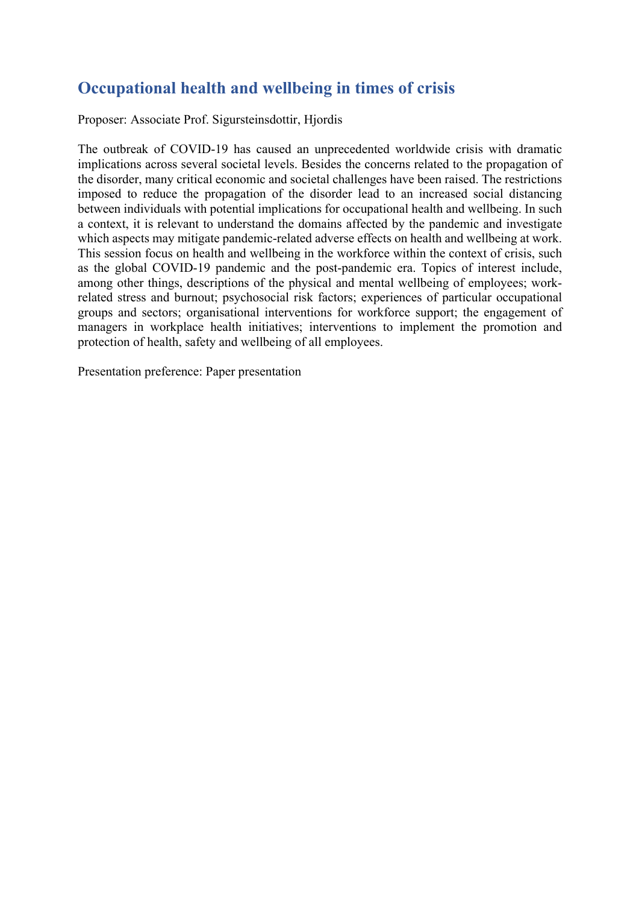## Occupational health and wellbeing in times of crisis

Proposer: Associate Prof. Sigursteinsdottir, Hjordis

The outbreak of COVID-19 has caused an unprecedented worldwide crisis with dramatic implications across several societal levels. Besides the concerns related to the propagation of the disorder, many critical economic and societal challenges have been raised. The restrictions imposed to reduce the propagation of the disorder lead to an increased social distancing between individuals with potential implications for occupational health and wellbeing. In such a context, it is relevant to understand the domains affected by the pandemic and investigate which aspects may mitigate pandemic-related adverse effects on health and wellbeing at work. This session focus on health and wellbeing in the workforce within the context of crisis, such as the global COVID-19 pandemic and the post-pandemic era. Topics of interest include, among other things, descriptions of the physical and mental wellbeing of employees; work-related stress and burnout; psychosocial risk factors; experiences of particular occupational groups and sectors; organisational interventions for workforce support; the engagement of managers in workplace health initiatives; interventions to implement the promotion and protection of health, safety and wellbeing of all employees.

Presentation preference: Paper presentation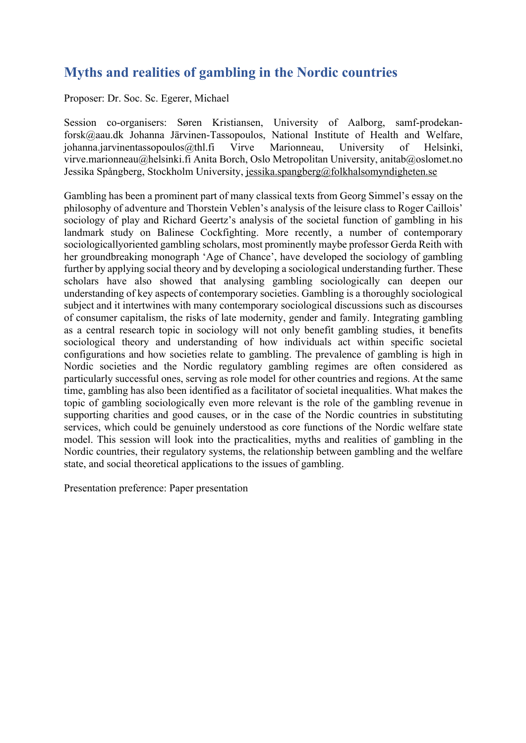# Myths and realities of gambling in the Nordic countries

Proposer: Dr. Soc. Sc. Egerer, Michael

Session co-organisers: Søren Kristiansen, University of Aalborg, samf-prodekan-forsk@aau.dk Johanna Järvinen-Tassopoulos, National Institute of Health and Welfare, johanna.jarvinentassopoulos@thl.fi Virve Marionneau, University of Helsinki, virve.marionneau@helsinki.fi Anita Borch, Oslo Metropolitan University, anitab@oslomet.no Jessika Spångberg, Stockholm University, jessika.spangberg@folkhalsomyndigheten.se

Gambling has been a prominent part of many classical texts from Georg Simmel's essay on the philosophy of adventure and Thorstein Veblen's analysis of the leisure class to Roger Caillois' sociology of play and Richard Geertz's analysis of the societal function of gambling in his landmark study on Balinese Cockfighting. More recently, a number of contemporary sociologicallyoriented gambling scholars, most prominently maybe professor Gerda Reith with her groundbreaking monograph 'Age of Chance', have developed the sociology of gambling further by applying social theory and by developing a sociological understanding further. These scholars have also showed that analysing gambling sociologically can deepen our understanding of key aspects of contemporary societies. Gambling is a thoroughly sociological subject and it intertwines with many contemporary sociological discussions such as discourses of consumer capitalism, the risks of late modernity, gender and family. Integrating gambling as a central research topic in sociology will not only benefit gambling studies, it benefits sociological theory and understanding of how individuals act within specific societal configurations and how societies relate to gambling. The prevalence of gambling is high in Nordic societies and the Nordic regulatory gambling regimes are often considered as particularly successful ones, serving as role model for other countries and regions. At the same time, gambling has also been identified as a facilitator of societal inequalities. What makes the topic of gambling sociologically even more relevant is the role of the gambling revenue in supporting charities and good causes, or in the case of the Nordic countries in substituting services, which could be genuinely understood as core functions of the Nordic welfare state model. This session will look into the practicalities, myths and realities of gambling in the Nordic countries, their regulatory systems, the relationship between gambling and the welfare state, and social theoretical applications to the issues of gambling.

Presentation preference: Paper presentation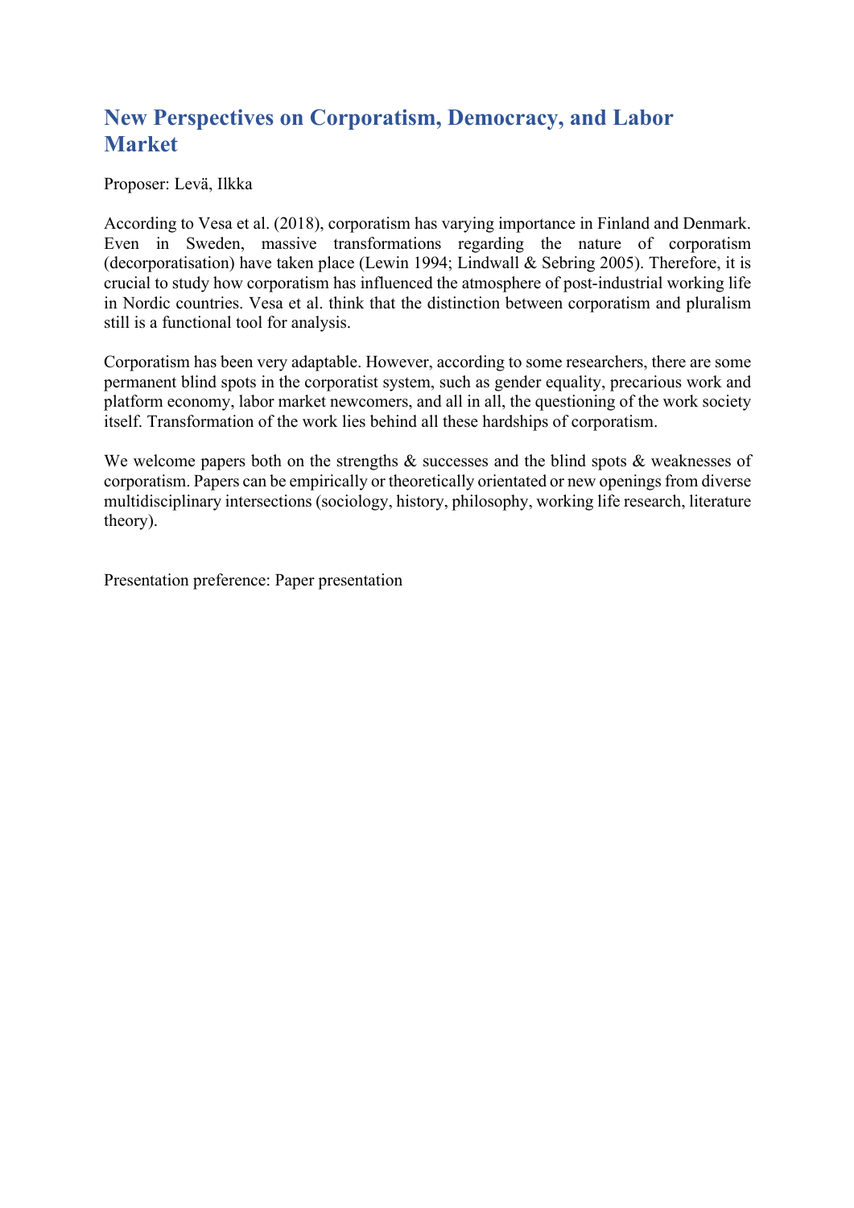## New Perspectives on Corporatism, Democracy, and Labor Market

Proposer: Levä, Ilkka

According to Vesa et al. (2018), corporatism has varying importance in Finland and Denmark. Even in Sweden, massive transformations regarding the nature of corporatism (decorporatisation) have taken place (Lewin 1994; Lindwall & Sebring 2005). Therefore, it is crucial to study how corporatism has influenced the atmosphere of post-industrial working life in Nordic countries. Vesa et al. think that the distinction between corporatism and pluralism still is a functional tool for analysis.

Corporatism has been very adaptable. However, according to some researchers, there are some permanent blind spots in the corporatist system, such as gender equality, precarious work and platform economy, labor market newcomers, and all in all, the questioning of the work society itself. Transformation of the work lies behind all these hardships of corporatism.

We welcome papers both on the strengths & successes and the blind spots & weaknesses of corporatism. Papers can be empirically or theoretically orientated or new openings from diverse multidisciplinary intersections (sociology, history, philosophy, working life research, literature theory).

Presentation preference: Paper presentation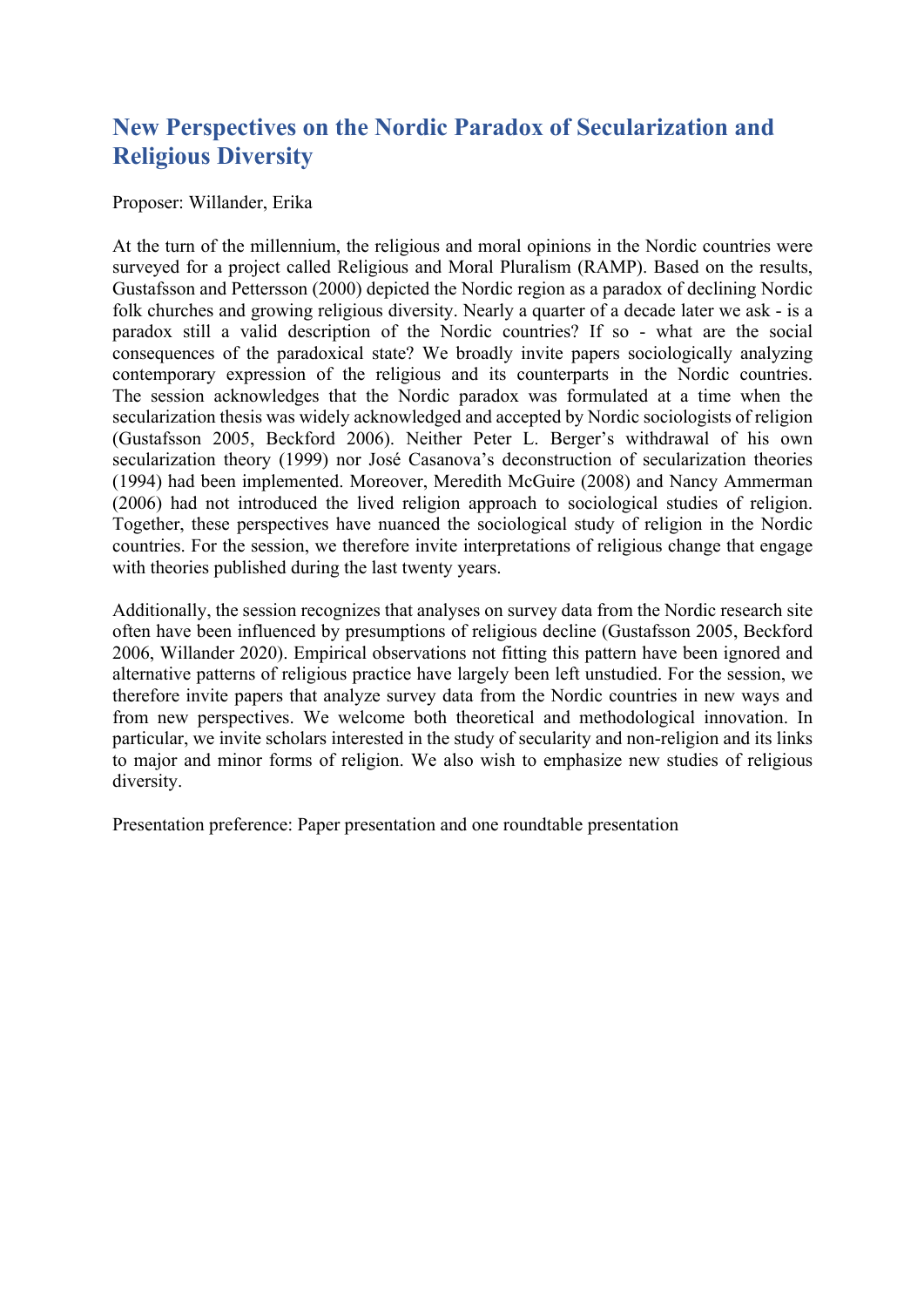# New Perspectives on the Nordic Paradox of Secularization and Religious Diversity

Proposer: Willander, Erika

At the turn of the millennium, the religious and moral opinions in the Nordic countries were surveyed for a project called Religious and Moral Pluralism (RAMP). Based on the results, Gustafsson and Pettersson (2000) depicted the Nordic region as a paradox of declining Nordic folk churches and growing religious diversity. Nearly a quarter of a decade later we ask - is a paradox still a valid description of the Nordic countries? If so - what are the social consequences of the paradoxical state? We broadly invite papers sociologically analyzing contemporary expression of the religious and its counterparts in the Nordic countries. The session acknowledges that the Nordic paradox was formulated at a time when the secularization thesis was widely acknowledged and accepted by Nordic sociologists of religion (Gustafsson 2005, Beckford 2006). Neither Peter L. Berger's withdrawal of his own secularization theory (1999) nor José Casanova's deconstruction of secularization theories (1994) had been implemented. Moreover, Meredith McGuire (2008) and Nancy Ammerman (2006) had not introduced the lived religion approach to sociological studies of religion. Together, these perspectives have nuanced the sociological study of religion in the Nordic countries. For the session, we therefore invite interpretations of religious change that engage with theories published during the last twenty years.

Additionally, the session recognizes that analyses on survey data from the Nordic research site often have been influenced by presumptions of religious decline (Gustafsson 2005, Beckford 2006, Willander 2020). Empirical observations not fitting this pattern have been ignored and alternative patterns of religious practice have largely been left unstudied. For the session, we therefore invite papers that analyze survey data from the Nordic countries in new ways and from new perspectives. We welcome both theoretical and methodological innovation. In particular, we invite scholars interested in the study of secularity and non-religion and its links to major and minor forms of religion. We also wish to emphasize new studies of religious diversity.

Presentation preference: Paper presentation and one roundtable presentation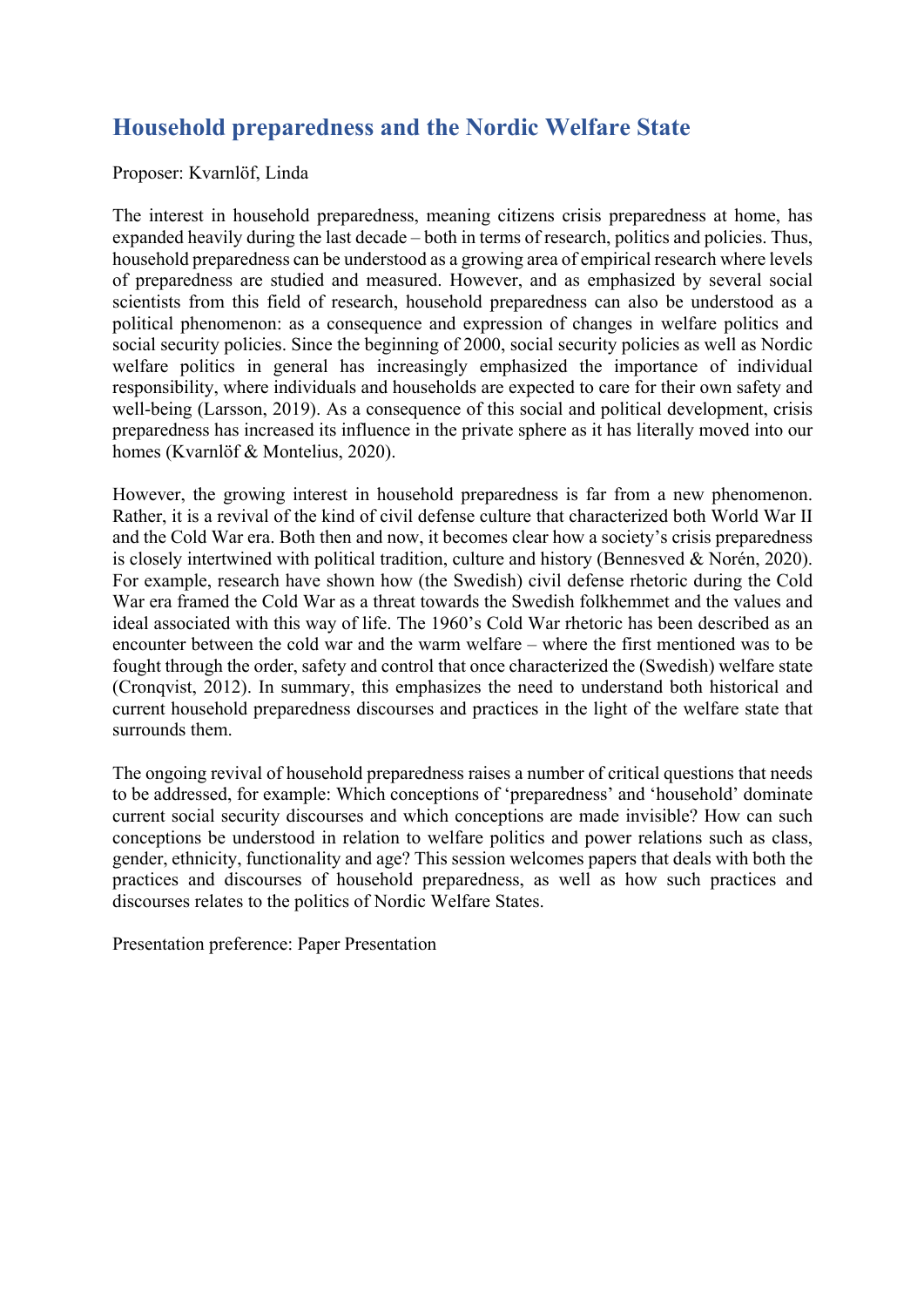## Household preparedness and the Nordic Welfare State

Proposer: Kvarnlöf, Linda

The interest in household preparedness, meaning citizens crisis preparedness at home, has expanded heavily during the last decade – both in terms of research, politics and policies. Thus, household preparedness can be understood as a growing area of empirical research where levels of preparedness are studied and measured. However, and as emphasized by several social scientists from this field of research, household preparedness can also be understood as a political phenomenon: as a consequence and expression of changes in welfare politics and social security policies. Since the beginning of 2000, social security policies as well as Nordic welfare politics in general has increasingly emphasized the importance of individual responsibility, where individuals and households are expected to care for their own safety and well-being (Larsson, 2019). As a consequence of this social and political development, crisis preparedness has increased its influence in the private sphere as it has literally moved into our homes (Kvarnlöf & Montelius, 2020).

However, the growing interest in household preparedness is far from a new phenomenon. Rather, it is a revival of the kind of civil defense culture that characterized both World War II and the Cold War era. Both then and now, it becomes clear how a society's crisis preparedness is closely intertwined with political tradition, culture and history (Bennesved & Norén, 2020). For example, research have shown how (the Swedish) civil defense rhetoric during the Cold War era framed the Cold War as a threat towards the Swedish folkhemmet and the values and ideal associated with this way of life. The 1960's Cold War rhetoric has been described as an encounter between the cold war and the warm welfare – where the first mentioned was to be fought through the order, safety and control that once characterized the (Swedish) welfare state (Cronqvist, 2012). In summary, this emphasizes the need to understand both historical and current household preparedness discourses and practices in the light of the welfare state that surrounds them.

The ongoing revival of household preparedness raises a number of critical questions that needs to be addressed, for example: Which conceptions of 'preparedness' and 'household' dominate current social security discourses and which conceptions are made invisible? How can such conceptions be understood in relation to welfare politics and power relations such as class, gender, ethnicity, functionality and age? This session welcomes papers that deals with both the practices and discourses of household preparedness, as well as how such practices and discourses relates to the politics of Nordic Welfare States.

Presentation preference: Paper Presentation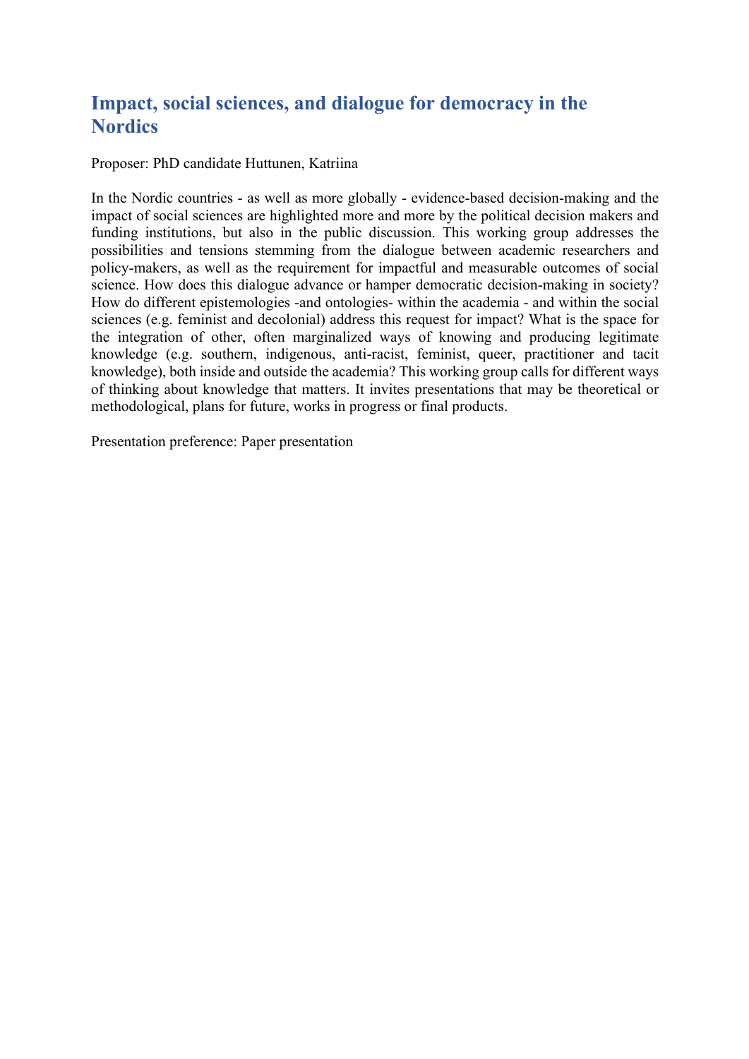## Impact, social sciences, and dialogue for democracy in the Nordics

Proposer: PhD candidate Huttunen, Katriina

In the Nordic countries - as well as more globally - evidence-based decision-making and the impact of social sciences are highlighted more and more by the political decision makers and funding institutions, but also in the public discussion. This working group addresses the possibilities and tensions stemming from the dialogue between academic researchers and policy-makers, as well as the requirement for impactful and measurable outcomes of social science. How does this dialogue advance or hamper democratic decision-making in society? How do different epistemologies -and ontologies- within the academia - and within the social sciences (e.g. feminist and decolonial) address this request for impact? What is the space for the integration of other, often marginalized ways of knowing and producing legitimate knowledge (e.g. southern, indigenous, anti-racist, feminist, queer, practitioner and tacit knowledge), both inside and outside the academia? This working group calls for different ways of thinking about knowledge that matters. It invites presentations that may be theoretical or methodological, plans for future, works in progress or final products.

Presentation preference: Paper presentation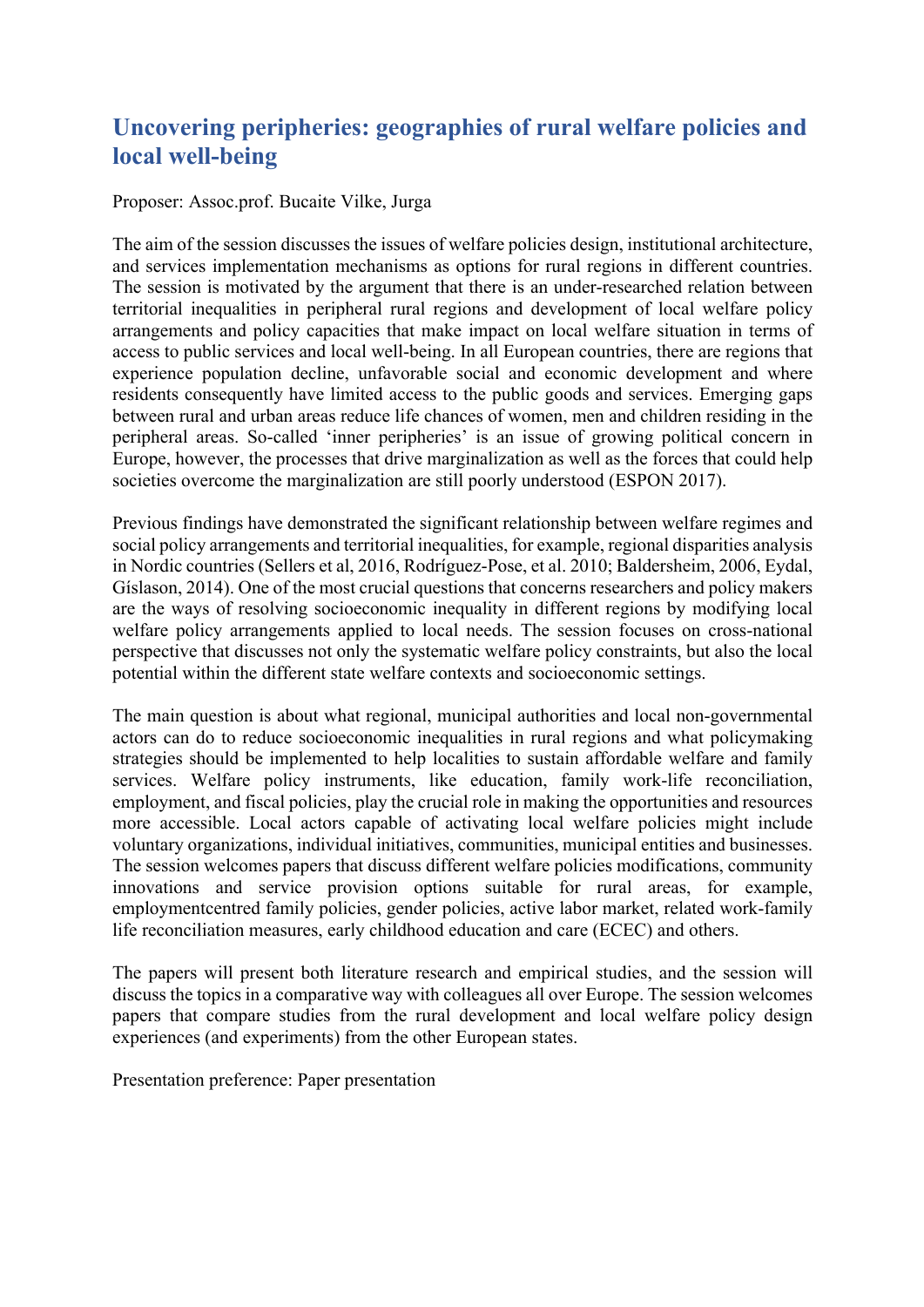## Uncovering peripheries: geographies of rural welfare policies and local well-being

Proposer: Assoc.prof. Bucaite Vilke, Jurga

The aim of the session discusses the issues of welfare policies design, institutional architecture, and services implementation mechanisms as options for rural regions in different countries. The session is motivated by the argument that there is an under-researched relation between territorial inequalities in peripheral rural regions and development of local welfare policy arrangements and policy capacities that make impact on local welfare situation in terms of access to public services and local well-being. In all European countries, there are regions that experience population decline, unfavorable social and economic development and where residents consequently have limited access to the public goods and services. Emerging gaps between rural and urban areas reduce life chances of women, men and children residing in the peripheral areas. So-called 'inner peripheries' is an issue of growing political concern in Europe, however, the processes that drive marginalization as well as the forces that could help societies overcome the marginalization are still poorly understood (ESPON 2017).

Previous findings have demonstrated the significant relationship between welfare regimes and social policy arrangements and territorial inequalities, for example, regional disparities analysis in Nordic countries (Sellers et al, 2016, Rodríguez-Pose, et al. 2010; Baldersheim, 2006, Eydal, Gíslason, 2014). One of the most crucial questions that concerns researchers and policy makers are the ways of resolving socioeconomic inequality in different regions by modifying local welfare policy arrangements applied to local needs. The session focuses on cross-national perspective that discusses not only the systematic welfare policy constraints, but also the local potential within the different state welfare contexts and socioeconomic settings.

The main question is about what regional, municipal authorities and local non-governmental actors can do to reduce socioeconomic inequalities in rural regions and what policymaking strategies should be implemented to help localities to sustain affordable welfare and family services. Welfare policy instruments, like education, family work-life reconciliation, employment, and fiscal policies, play the crucial role in making the opportunities and resources more accessible. Local actors capable of activating local welfare policies might include voluntary organizations, individual initiatives, communities, municipal entities and businesses. The session welcomes papers that discuss different welfare policies modifications, community innovations and service provision options suitable for rural areas, for example, employmentcentred family policies, gender policies, active labor market, related work-family life reconciliation measures, early childhood education and care (ECEC) and others.

The papers will present both literature research and empirical studies, and the session will discuss the topics in a comparative way with colleagues all over Europe. The session welcomes papers that compare studies from the rural development and local welfare policy design experiences (and experiments) from the other European states.

Presentation preference: Paper presentation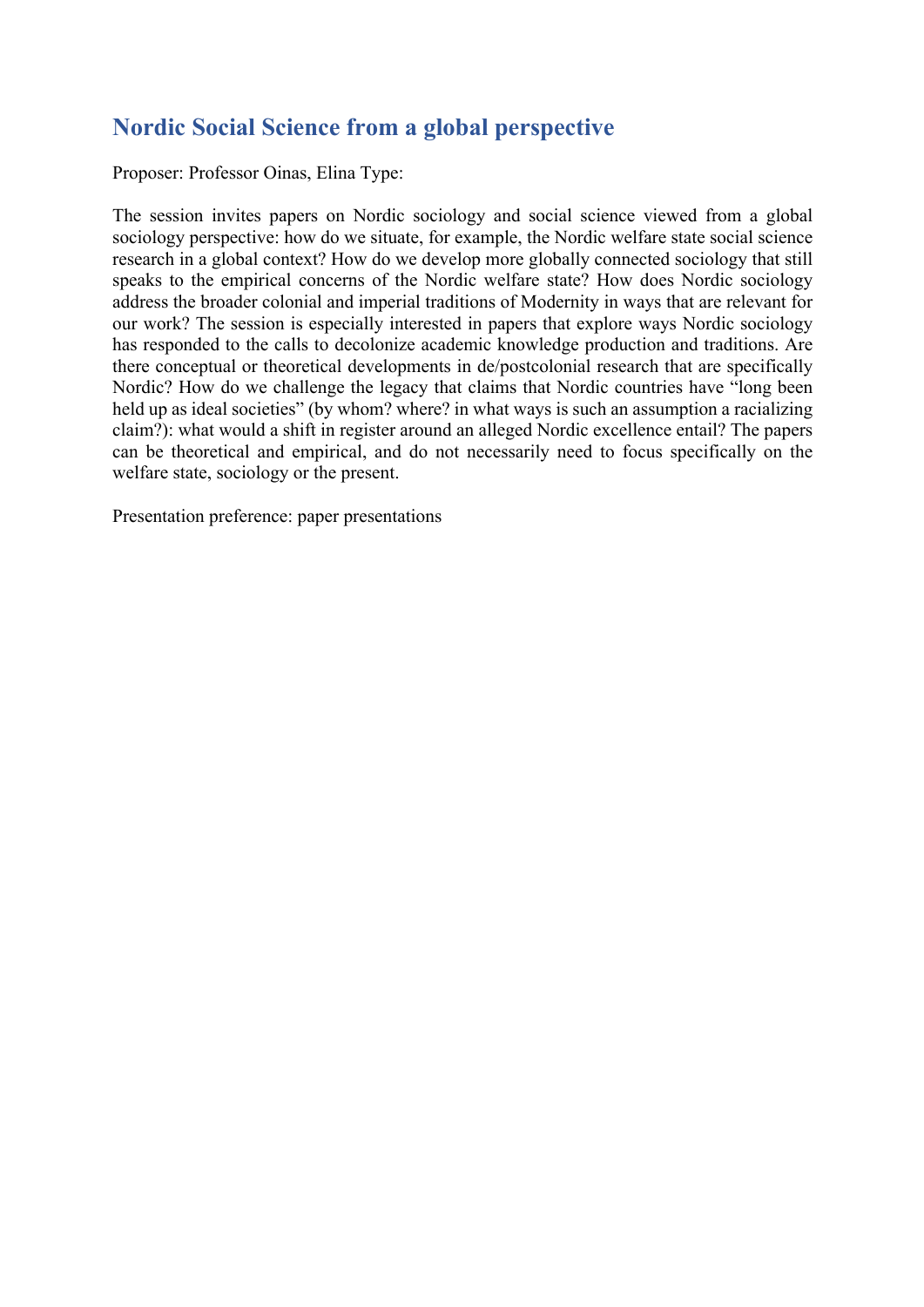## Nordic Social Science from a global perspective

Proposer: Professor Oinas, Elina Type:

The session invites papers on Nordic sociology and social science viewed from a global sociology perspective: how do we situate, for example, the Nordic welfare state social science research in a global context? How do we develop more globally connected sociology that still speaks to the empirical concerns of the Nordic welfare state? How does Nordic sociology address the broader colonial and imperial traditions of Modernity in ways that are relevant for our work? The session is especially interested in papers that explore ways Nordic sociology has responded to the calls to decolonize academic knowledge production and traditions. Are there conceptual or theoretical developments in de/postcolonial research that are specifically Nordic? How do we challenge the legacy that claims that Nordic countries have "long been held up as ideal societies" (by whom? where? in what ways is such an assumption a racializing claim?): what would a shift in register around an alleged Nordic excellence entail? The papers can be theoretical and empirical, and do not necessarily need to focus specifically on the welfare state, sociology or the present.

Presentation preference: paper presentations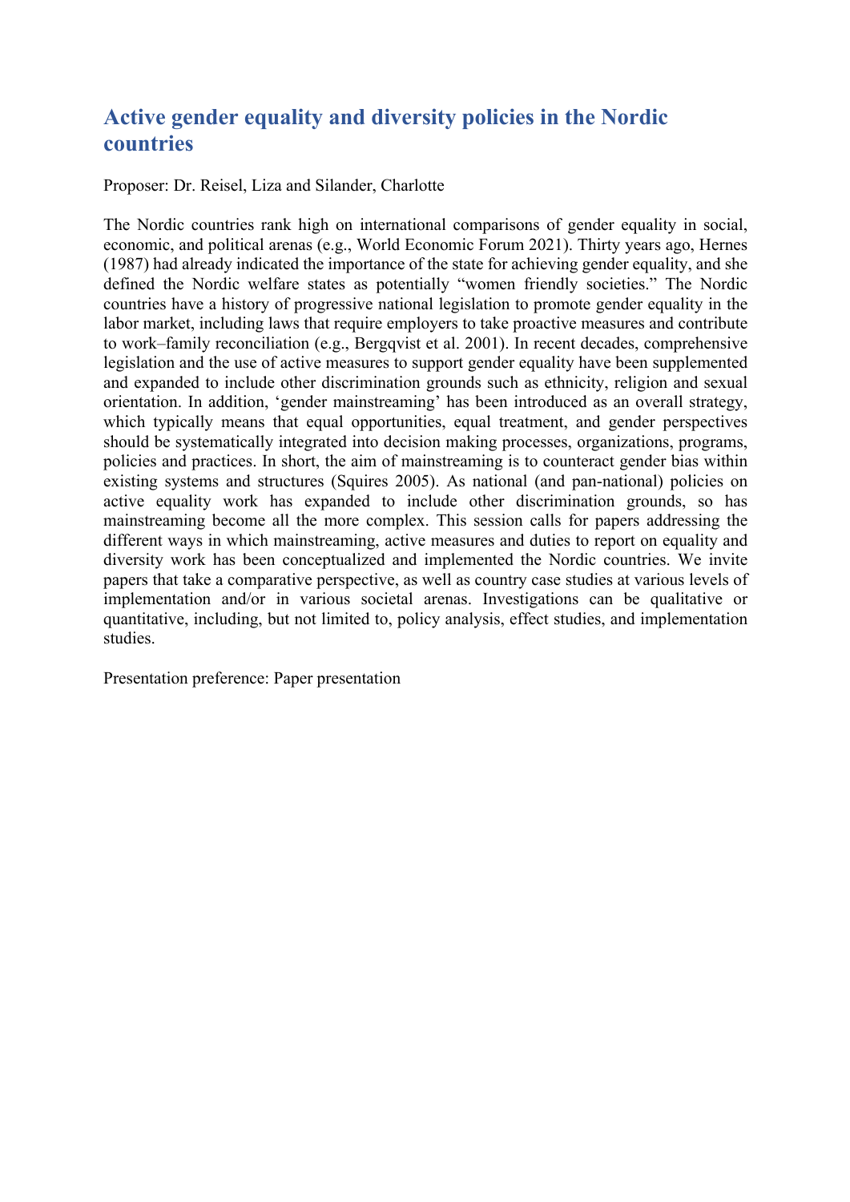## Active gender equality and diversity policies in the Nordic countries

Proposer: Dr. Reisel, Liza and Silander, Charlotte

The Nordic countries rank high on international comparisons of gender equality in social, economic, and political arenas (e.g., World Economic Forum 2021). Thirty years ago, Hernes (1987) had already indicated the importance of the state for achieving gender equality, and she defined the Nordic welfare states as potentially "women friendly societies." The Nordic countries have a history of progressive national legislation to promote gender equality in the labor market, including laws that require employers to take proactive measures and contribute to work–family reconciliation (e.g., Bergqvist et al. 2001). In recent decades, comprehensive legislation and the use of active measures to support gender equality have been supplemented and expanded to include other discrimination grounds such as ethnicity, religion and sexual orientation. In addition, 'gender mainstreaming' has been introduced as an overall strategy, which typically means that equal opportunities, equal treatment, and gender perspectives should be systematically integrated into decision making processes, organizations, programs, policies and practices. In short, the aim of mainstreaming is to counteract gender bias within existing systems and structures (Squires 2005). As national (and pan-national) policies on active equality work has expanded to include other discrimination grounds, so has mainstreaming become all the more complex. This session calls for papers addressing the different ways in which mainstreaming, active measures and duties to report on equality and diversity work has been conceptualized and implemented the Nordic countries. We invite papers that take a comparative perspective, as well as country case studies at various levels of implementation and/or in various societal arenas. Investigations can be qualitative or quantitative, including, but not limited to, policy analysis, effect studies, and implementation studies.

Presentation preference: Paper presentation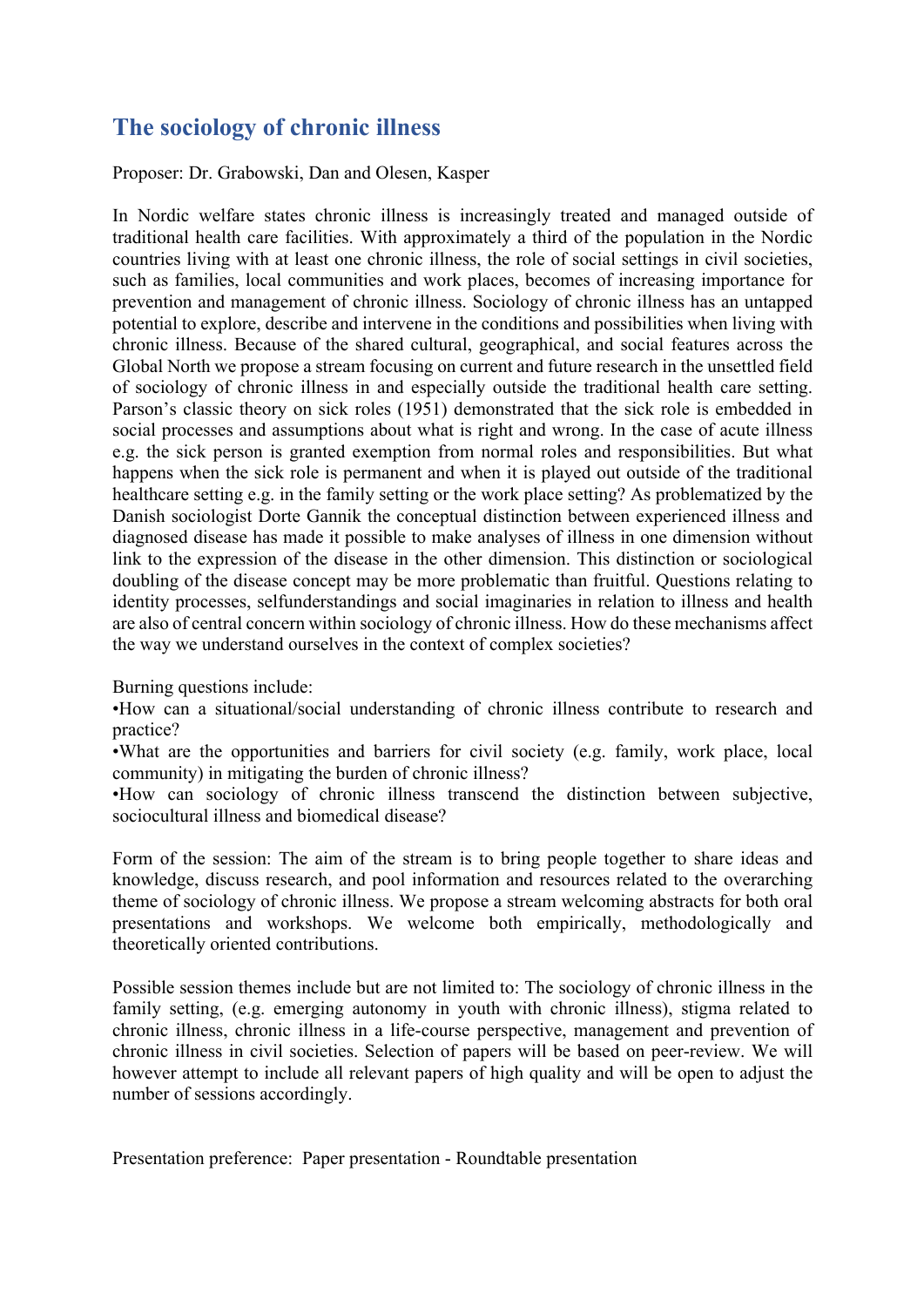## The sociology of chronic illness

Proposer: Dr. Grabowski, Dan and Olesen, Kasper

In Nordic welfare states chronic illness is increasingly treated and managed outside of traditional health care facilities. With approximately a third of the population in the Nordic countries living with at least one chronic illness, the role of social settings in civil societies, such as families, local communities and work places, becomes of increasing importance for prevention and management of chronic illness. Sociology of chronic illness has an untapped potential to explore, describe and intervene in the conditions and possibilities when living with chronic illness. Because of the shared cultural, geographical, and social features across the Global North we propose a stream focusing on current and future research in the unsettled field of sociology of chronic illness in and especially outside the traditional health care setting. Parson's classic theory on sick roles (1951) demonstrated that the sick role is embedded in social processes and assumptions about what is right and wrong. In the case of acute illness e.g. the sick person is granted exemption from normal roles and responsibilities. But what happens when the sick role is permanent and when it is played out outside of the traditional healthcare setting e.g. in the family setting or the work place setting? As problematized by the Danish sociologist Dorte Gannik the conceptual distinction between experienced illness and diagnosed disease has made it possible to make analyses of illness in one dimension without link to the expression of the disease in the other dimension. This distinction or sociological doubling of the disease concept may be more problematic than fruitful. Questions relating to identity processes, selfunderstandings and social imaginaries in relation to illness and health are also of central concern within sociology of chronic illness. How do these mechanisms affect the way we understand ourselves in the context of complex societies?

Burning questions include:

- How can a situational/social understanding of chronic illness contribute to research and practice?
- What are the opportunities and barriers for civil society (e.g. family, work place, local community) in mitigating the burden of chronic illness?
- How can sociology of chronic illness transcend the distinction between subjective, sociocultural illness and biomedical disease?

Form of the session: The aim of the stream is to bring people together to share ideas and knowledge, discuss research, and pool information and resources related to the overarching theme of sociology of chronic illness. We propose a stream welcoming abstracts for both oral presentations and workshops. We welcome both empirically, methodologically and theoretically oriented contributions.

Possible session themes include but are not limited to: The sociology of chronic illness in the family setting, (e.g. emerging autonomy in youth with chronic illness), stigma related to chronic illness, chronic illness in a life-course perspective, management and prevention of chronic illness in civil societies. Selection of papers will be based on peer-review. We will however attempt to include all relevant papers of high quality and will be open to adjust the number of sessions accordingly.

Presentation preference: Paper presentation - Roundtable presentation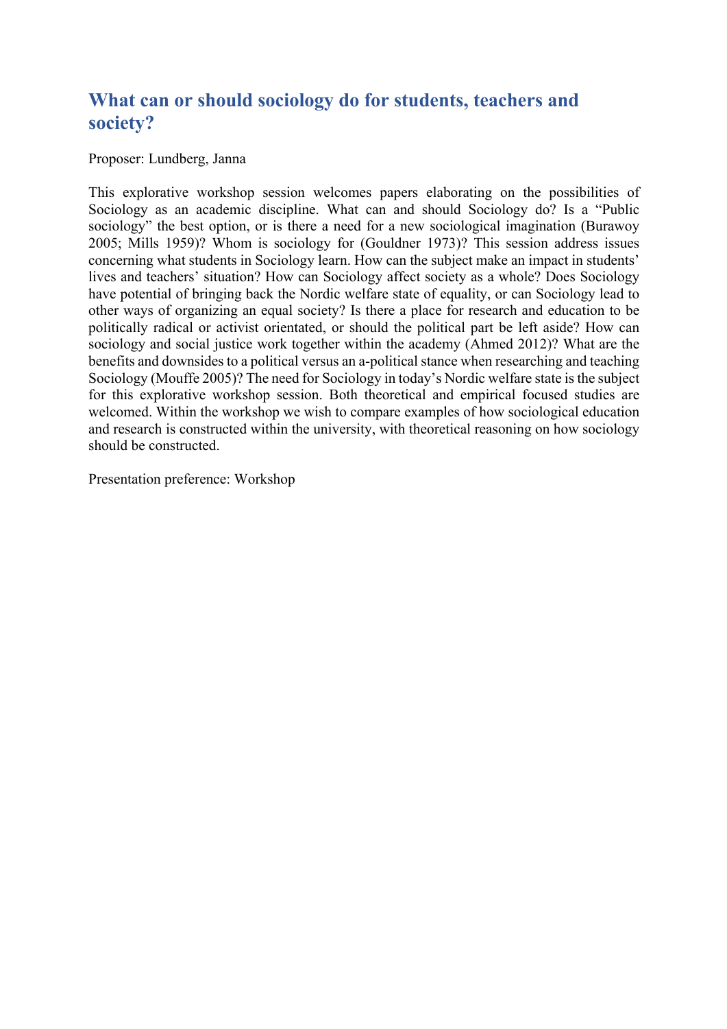## What can or should sociology do for students, teachers and society?

Proposer: Lundberg, Janna

This explorative workshop session welcomes papers elaborating on the possibilities of Sociology as an academic discipline. What can and should Sociology do? Is a "Public sociology" the best option, or is there a need for a new sociological imagination (Burawoy 2005; Mills 1959)? Whom is sociology for (Gouldner 1973)? This session address issues concerning what students in Sociology learn. How can the subject make an impact in students' lives and teachers' situation? How can Sociology affect society as a whole? Does Sociology have potential of bringing back the Nordic welfare state of equality, or can Sociology lead to other ways of organizing an equal society? Is there a place for research and education to be politically radical or activist orientated, or should the political part be left aside? How can sociology and social justice work together within the academy (Ahmed 2012)? What are the benefits and downsides to a political versus an a-political stance when researching and teaching Sociology (Mouffe 2005)? The need for Sociology in today's Nordic welfare state is the subject for this explorative workshop session. Both theoretical and empirical focused studies are welcomed. Within the workshop we wish to compare examples of how sociological education and research is constructed within the university, with theoretical reasoning on how sociology should be constructed.

Presentation preference: Workshop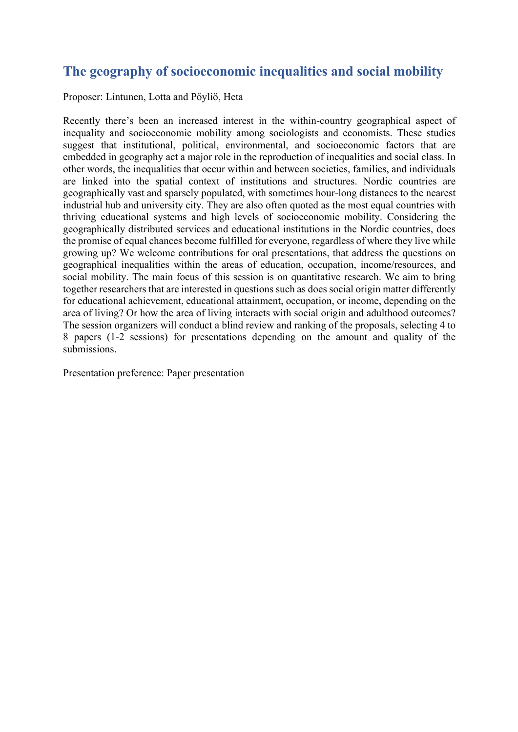## The geography of socioeconomic inequalities and social mobility

Proposer: Lintunen, Lotta and Pöyliö, Heta

Recently there's been an increased interest in the within-country geographical aspect of inequality and socioeconomic mobility among sociologists and economists. These studies suggest that institutional, political, environmental, and socioeconomic factors that are embedded in geography act a major role in the reproduction of inequalities and social class. In other words, the inequalities that occur within and between societies, families, and individuals are linked into the spatial context of institutions and structures. Nordic countries are geographically vast and sparsely populated, with sometimes hour-long distances to the nearest industrial hub and university city. They are also often quoted as the most equal countries with thriving educational systems and high levels of socioeconomic mobility. Considering the geographically distributed services and educational institutions in the Nordic countries, does the promise of equal chances become fulfilled for everyone, regardless of where they live while growing up? We welcome contributions for oral presentations, that address the questions on geographical inequalities within the areas of education, occupation, income/resources, and social mobility. The main focus of this session is on quantitative research. We aim to bring together researchers that are interested in questions such as does social origin matter differently for educational achievement, educational attainment, occupation, or income, depending on the area of living? Or how the area of living interacts with social origin and adulthood outcomes? The session organizers will conduct a blind review and ranking of the proposals, selecting 4 to 8 papers (1-2 sessions) for presentations depending on the amount and quality of the submissions.

Presentation preference: Paper presentation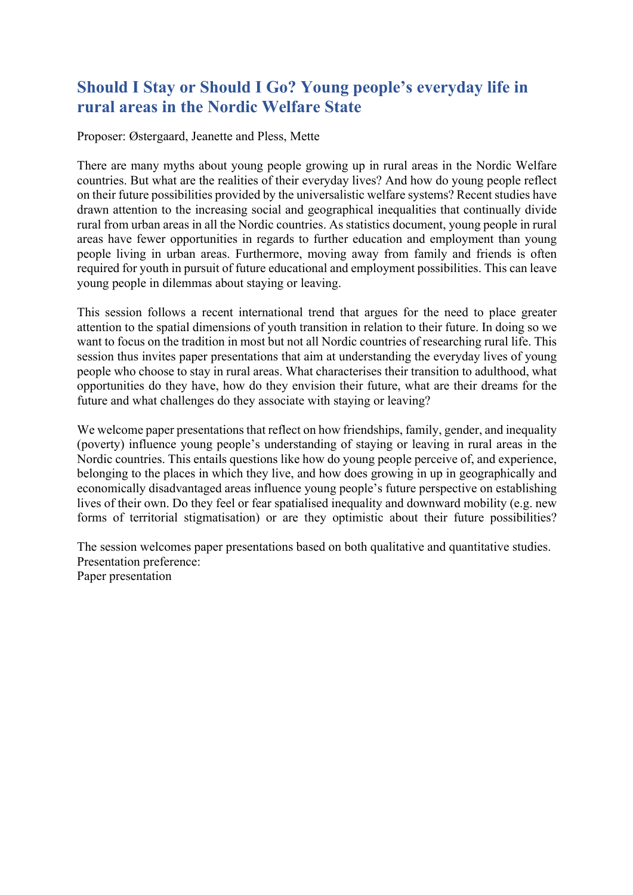## Should I Stay or Should I Go? Young people's everyday life in rural areas in the Nordic Welfare State

Proposer: Østergaard, Jeanette and Pless, Mette

There are many myths about young people growing up in rural areas in the Nordic Welfare countries. But what are the realities of their everyday lives? And how do young people reflect on their future possibilities provided by the universalistic welfare systems? Recent studies have drawn attention to the increasing social and geographical inequalities that continually divide rural from urban areas in all the Nordic countries. As statistics document, young people in rural areas have fewer opportunities in regards to further education and employment than young people living in urban areas. Furthermore, moving away from family and friends is often required for youth in pursuit of future educational and employment possibilities. This can leave young people in dilemmas about staying or leaving.

This session follows a recent international trend that argues for the need to place greater attention to the spatial dimensions of youth transition in relation to their future. In doing so we want to focus on the tradition in most but not all Nordic countries of researching rural life. This session thus invites paper presentations that aim at understanding the everyday lives of young people who choose to stay in rural areas. What characterises their transition to adulthood, what opportunities do they have, how do they envision their future, what are their dreams for the future and what challenges do they associate with staying or leaving?

We welcome paper presentations that reflect on how friendships, family, gender, and inequality (poverty) influence young people's understanding of staying or leaving in rural areas in the Nordic countries. This entails questions like how do young people perceive of, and experience, belonging to the places in which they live, and how does growing in up in geographically and economically disadvantaged areas influence young people's future perspective on establishing lives of their own. Do they feel or fear spatialised inequality and downward mobility (e.g. new forms of territorial stigmatisation) or are they optimistic about their future possibilities?

The session welcomes paper presentations based on both qualitative and quantitative studies.
Presentation preference:
Paper presentation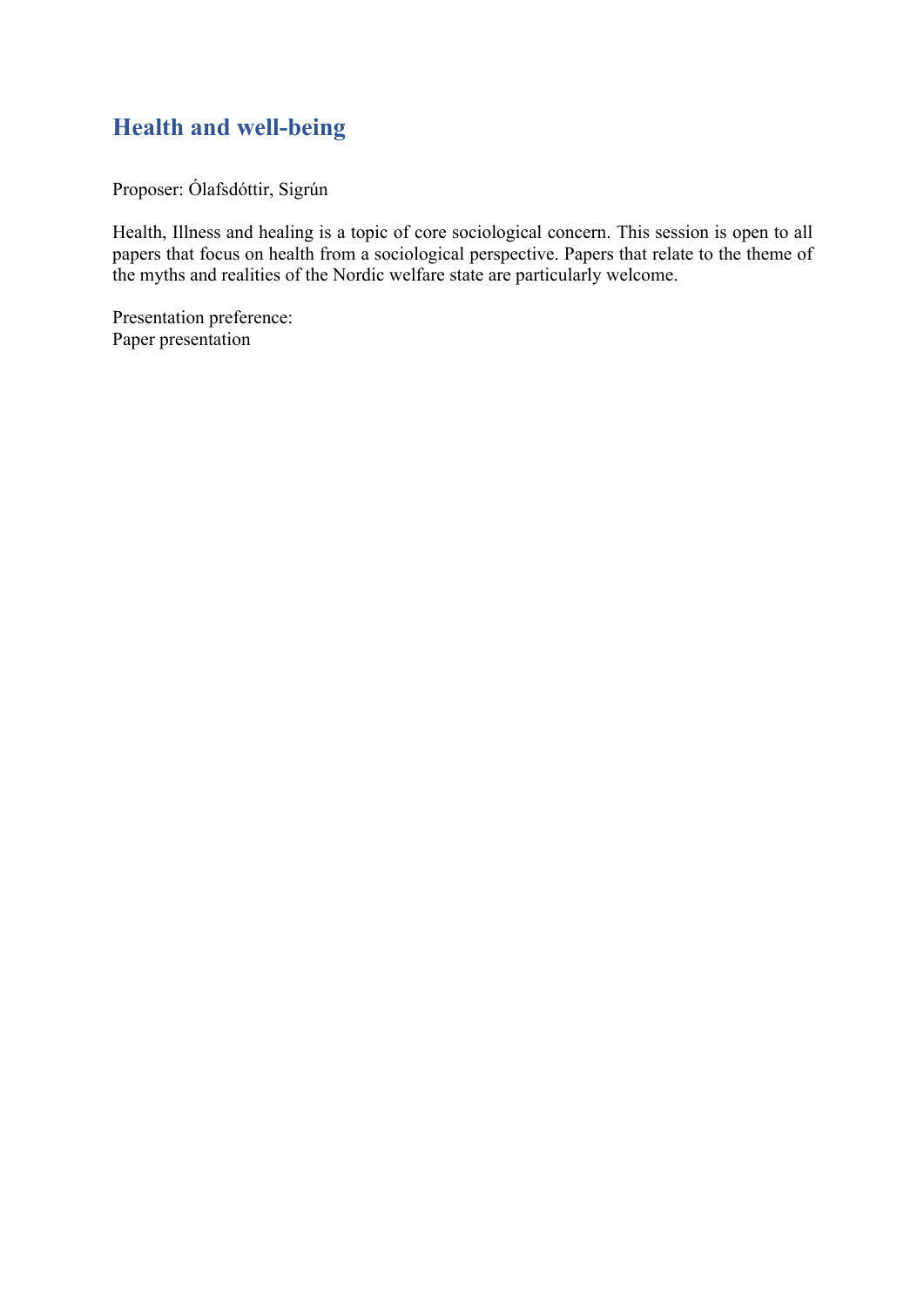## Health and well-being

Proposer: Ólafsdóttir, Sigrún

Health, Illness and healing is a topic of core sociological concern. This session is open to all papers that focus on health from a sociological perspective. Papers that relate to the theme of the myths and realities of the Nordic welfare state are particularly welcome.

Presentation preference:
Paper presentation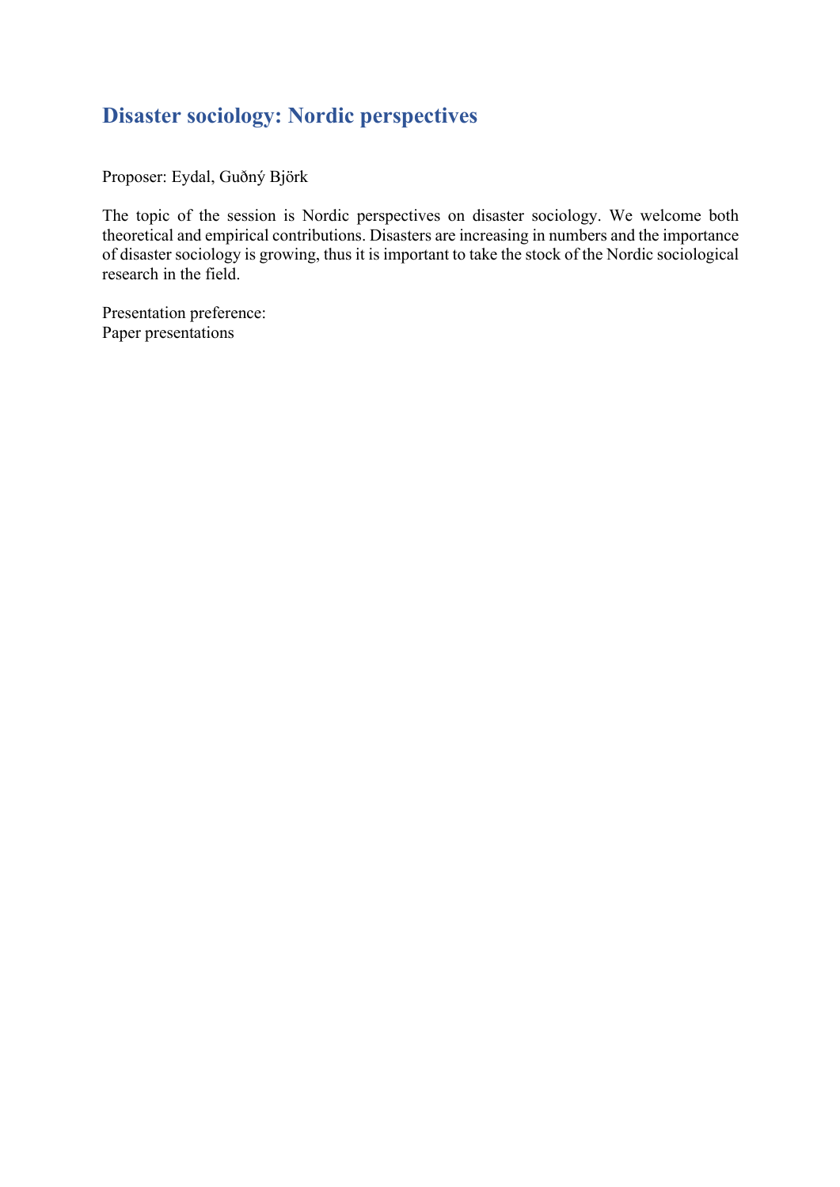## Disaster sociology: Nordic perspectives

Proposer: Eydal, Guðný Björk

The topic of the session is Nordic perspectives on disaster sociology. We welcome both theoretical and empirical contributions. Disasters are increasing in numbers and the importance of disaster sociology is growing, thus it is important to take the stock of the Nordic sociological research in the field.

Presentation preference:
Paper presentations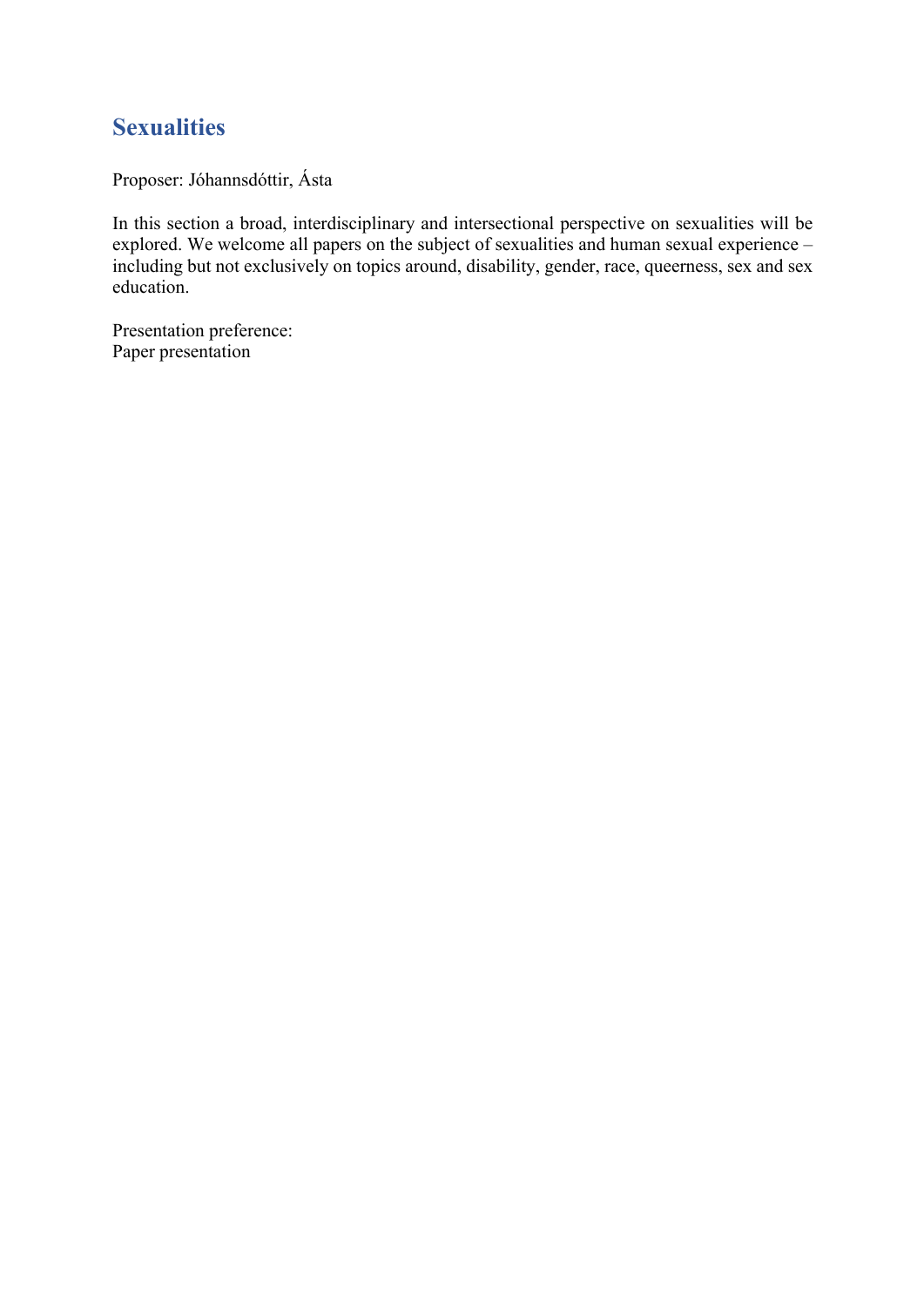## Sexualities

Proposer: Jóhannsdóttir, Ásta

In this section a broad, interdisciplinary and intersectional perspective on sexualities will be explored. We welcome all papers on the subject of sexualities and human sexual experience – including but not exclusively on topics around, disability, gender, race, queerness, sex and sex education.

Presentation preference:
Paper presentation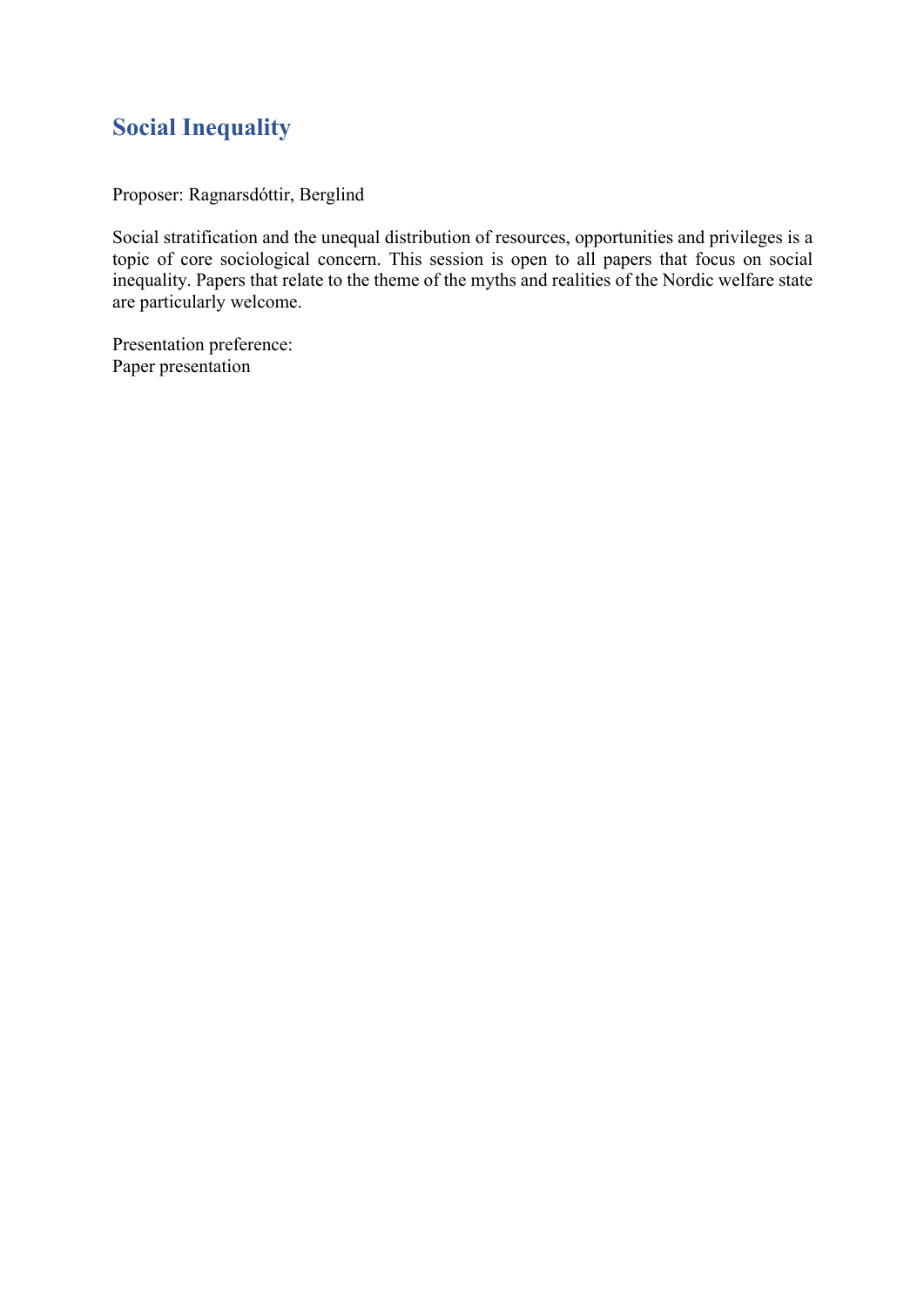## Social Inequality

Proposer: Ragnarsdóttir, Berglind

Social stratification and the unequal distribution of resources, opportunities and privileges is a topic of core sociological concern. This session is open to all papers that focus on social inequality. Papers that relate to the theme of the myths and realities of the Nordic welfare state are particularly welcome.

Presentation preference:
Paper presentation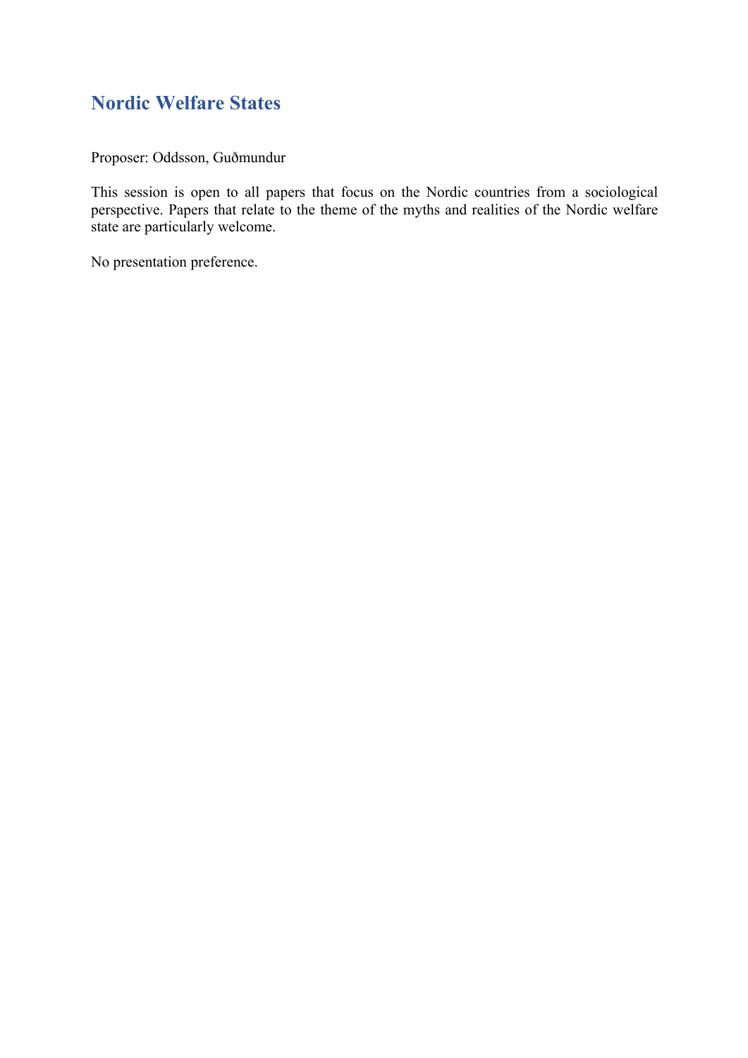## Nordic Welfare States

Proposer: Oddsson, Guðmundur

This session is open to all papers that focus on the Nordic countries from a sociological perspective. Papers that relate to the theme of the myths and realities of the Nordic welfare state are particularly welcome.

No presentation preference.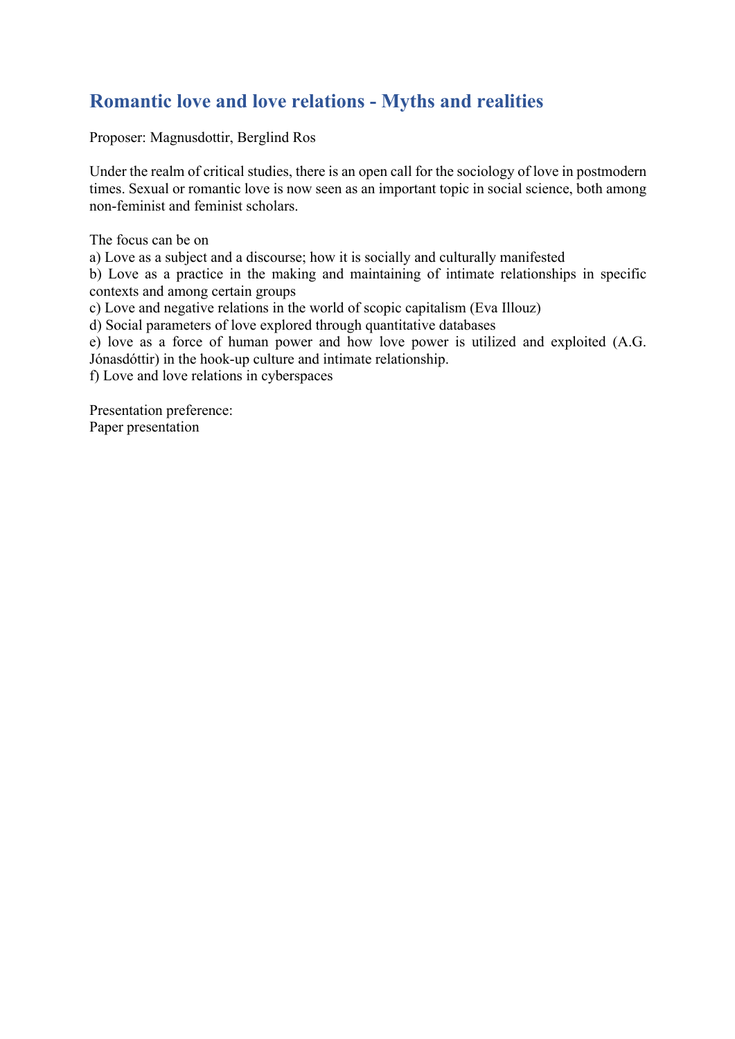## Romantic love and love relations - Myths and realities

Proposer: Magnusdottir, Berglind Ros

Under the realm of critical studies, there is an open call for the sociology of love in postmodern times. Sexual or romantic love is now seen as an important topic in social science, both among non-feminist and feminist scholars.

The focus can be on
a) Love as a subject and a discourse; how it is socially and culturally manifested
b) Love as a practice in the making and maintaining of intimate relationships in specific contexts and among certain groups
c) Love and negative relations in the world of scopic capitalism (Eva Illouz)
d) Social parameters of love explored through quantitative databases
e) love as a force of human power and how love power is utilized and exploited (A.G. Jónasdóttir) in the hook-up culture and intimate relationship.
f) Love and love relations in cyberspaces

Presentation preference:
Paper presentation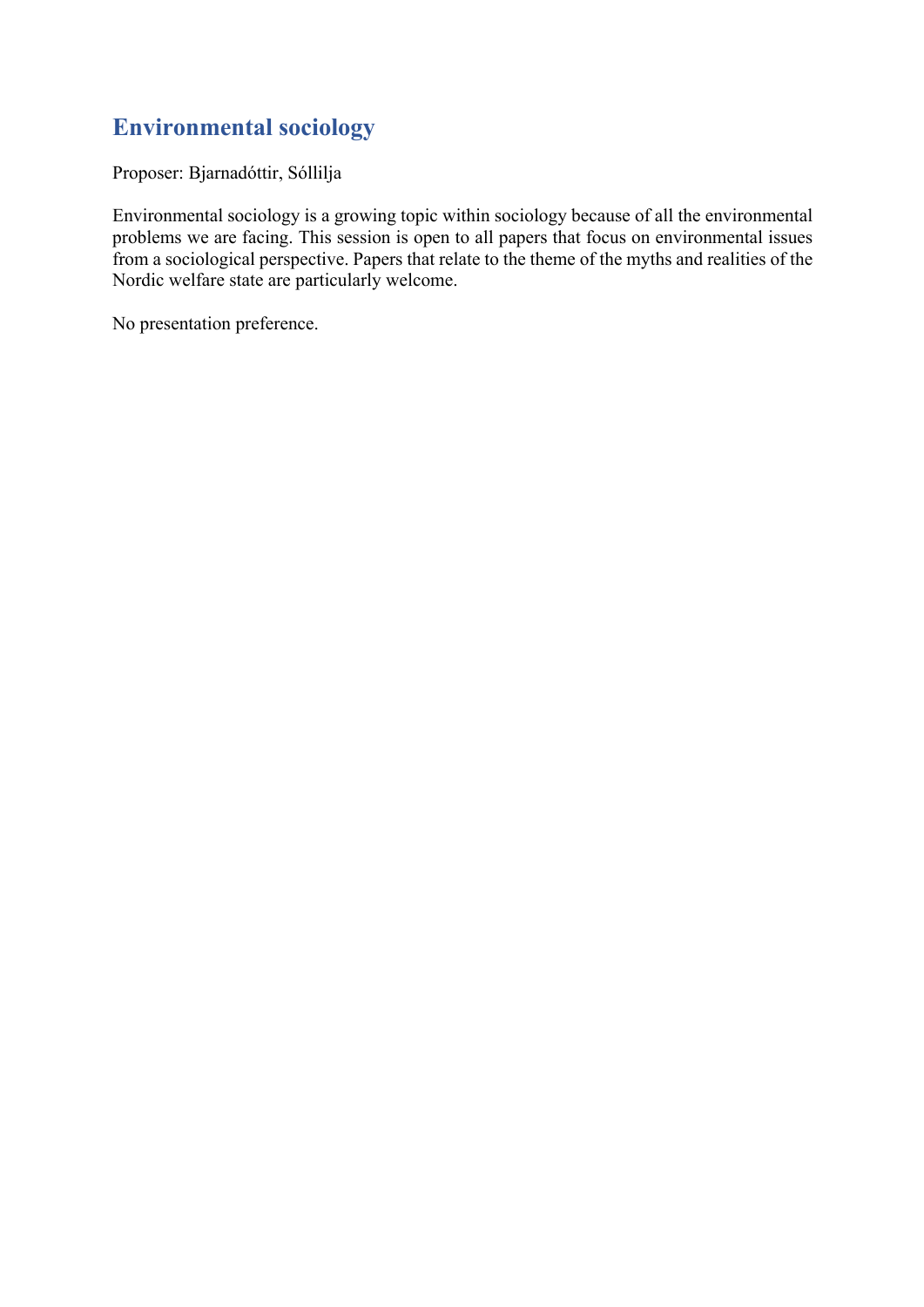## Environmental sociology

Proposer: Bjarnadóttir, Sóllilja

Environmental sociology is a growing topic within sociology because of all the environmental problems we are facing. This session is open to all papers that focus on environmental issues from a sociological perspective. Papers that relate to the theme of the myths and realities of the Nordic welfare state are particularly welcome.

No presentation preference.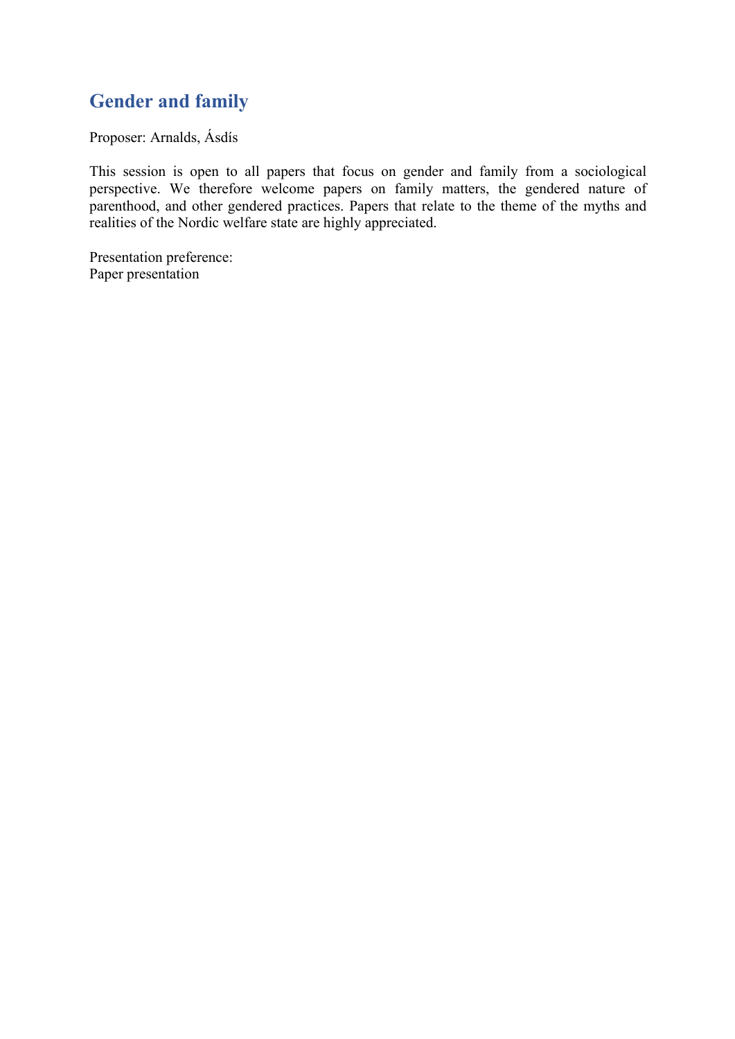## Gender and family

Proposer: Arnalds, Ásdís

This session is open to all papers that focus on gender and family from a sociological perspective. We therefore welcome papers on family matters, the gendered nature of parenthood, and other gendered practices. Papers that relate to the theme of the myths and realities of the Nordic welfare state are highly appreciated.

Presentation preference:
Paper presentation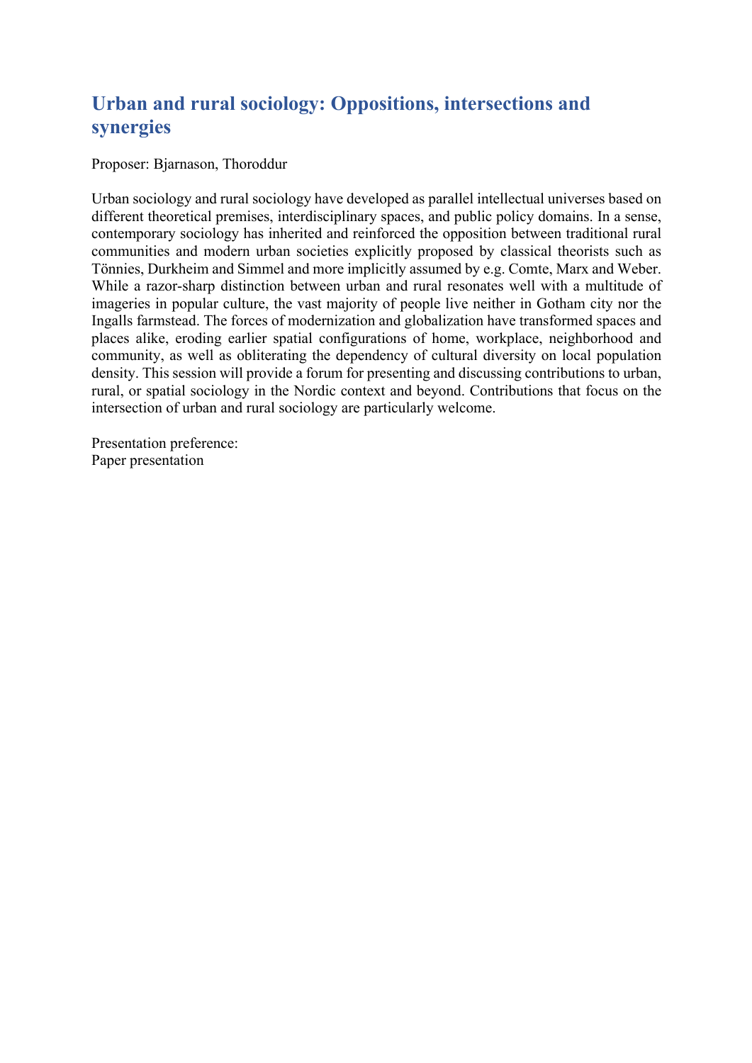## Urban and rural sociology: Oppositions, intersections and synergies

Proposer: Bjarnason, Thoroddur

Urban sociology and rural sociology have developed as parallel intellectual universes based on different theoretical premises, interdisciplinary spaces, and public policy domains. In a sense, contemporary sociology has inherited and reinforced the opposition between traditional rural communities and modern urban societies explicitly proposed by classical theorists such as Tönnies, Durkheim and Simmel and more implicitly assumed by e.g. Comte, Marx and Weber. While a razor-sharp distinction between urban and rural resonates well with a multitude of imageries in popular culture, the vast majority of people live neither in Gotham city nor the Ingalls farmstead. The forces of modernization and globalization have transformed spaces and places alike, eroding earlier spatial configurations of home, workplace, neighborhood and community, as well as obliterating the dependency of cultural diversity on local population density. This session will provide a forum for presenting and discussing contributions to urban, rural, or spatial sociology in the Nordic context and beyond. Contributions that focus on the intersection of urban and rural sociology are particularly welcome.

Presentation preference:
Paper presentation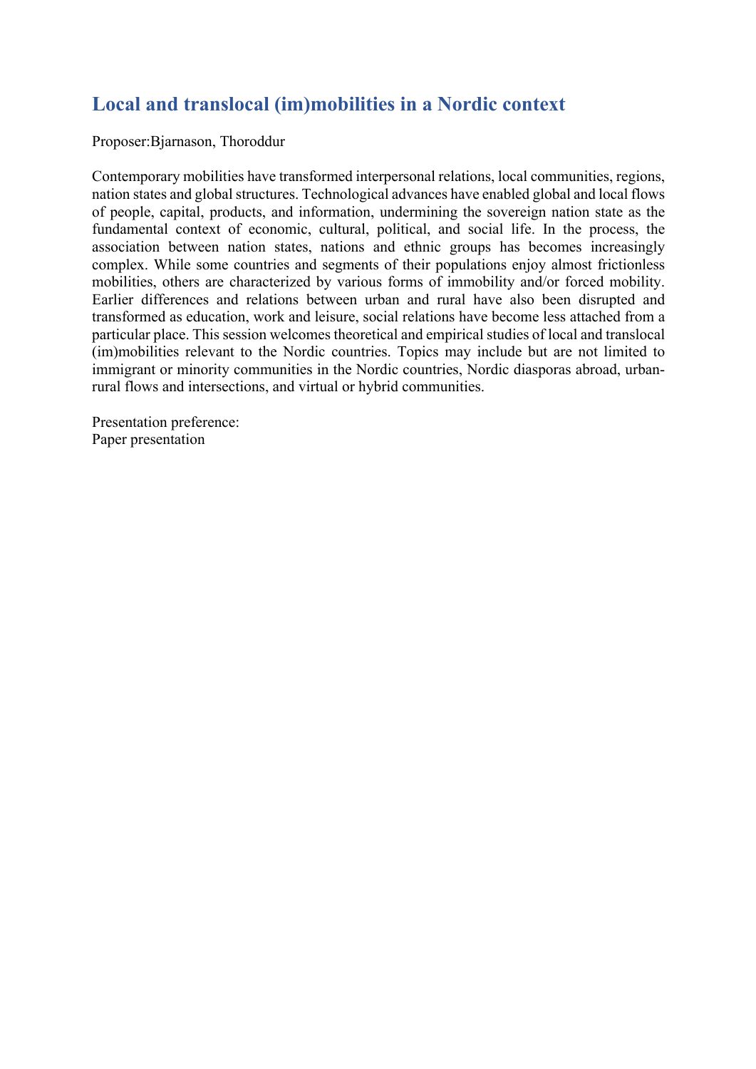## Local and translocal (im)mobilities in a Nordic context

Proposer:Bjarnason, Thoroddur

Contemporary mobilities have transformed interpersonal relations, local communities, regions, nation states and global structures. Technological advances have enabled global and local flows of people, capital, products, and information, undermining the sovereign nation state as the fundamental context of economic, cultural, political, and social life. In the process, the association between nation states, nations and ethnic groups has becomes increasingly complex. While some countries and segments of their populations enjoy almost frictionless mobilities, others are characterized by various forms of immobility and/or forced mobility. Earlier differences and relations between urban and rural have also been disrupted and transformed as education, work and leisure, social relations have become less attached from a particular place. This session welcomes theoretical and empirical studies of local and translocal (im)mobilities relevant to the Nordic countries. Topics may include but are not limited to immigrant or minority communities in the Nordic countries, Nordic diasporas abroad, urban-rural flows and intersections, and virtual or hybrid communities.

Presentation preference:
Paper presentation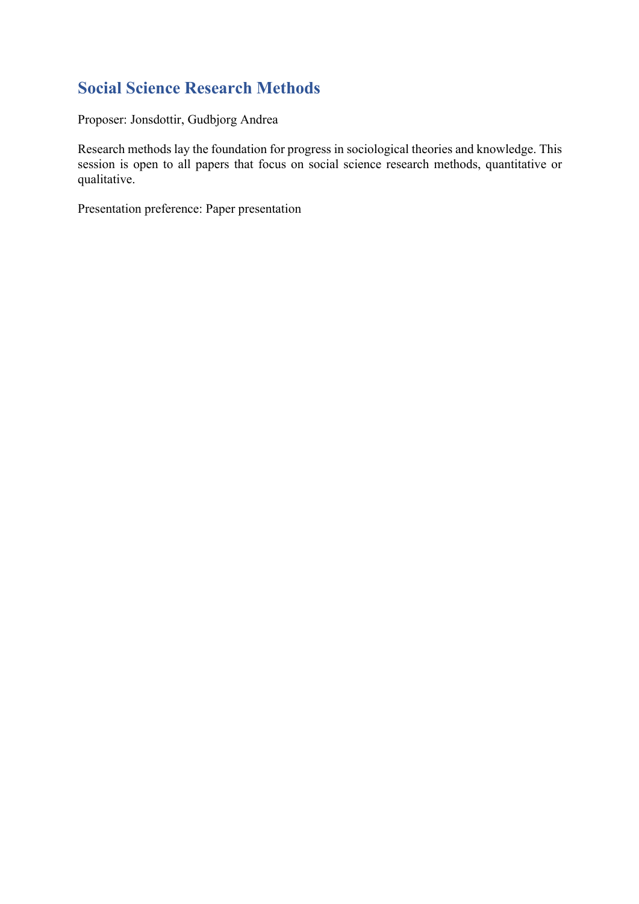## Social Science Research Methods

Proposer: Jonsdottir, Gudbjorg Andrea

Research methods lay the foundation for progress in sociological theories and knowledge. This session is open to all papers that focus on social science research methods, quantitative or qualitative.

Presentation preference: Paper presentation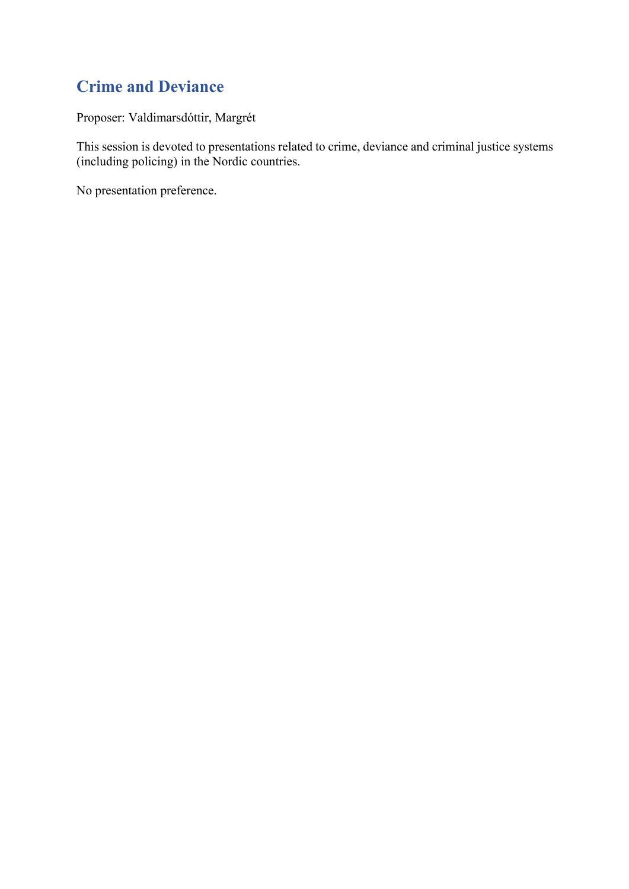## Crime and Deviance

Proposer: Valdimarsdóttir, Margrét

This session is devoted to presentations related to crime, deviance and criminal justice systems (including policing) in the Nordic countries.

No presentation preference.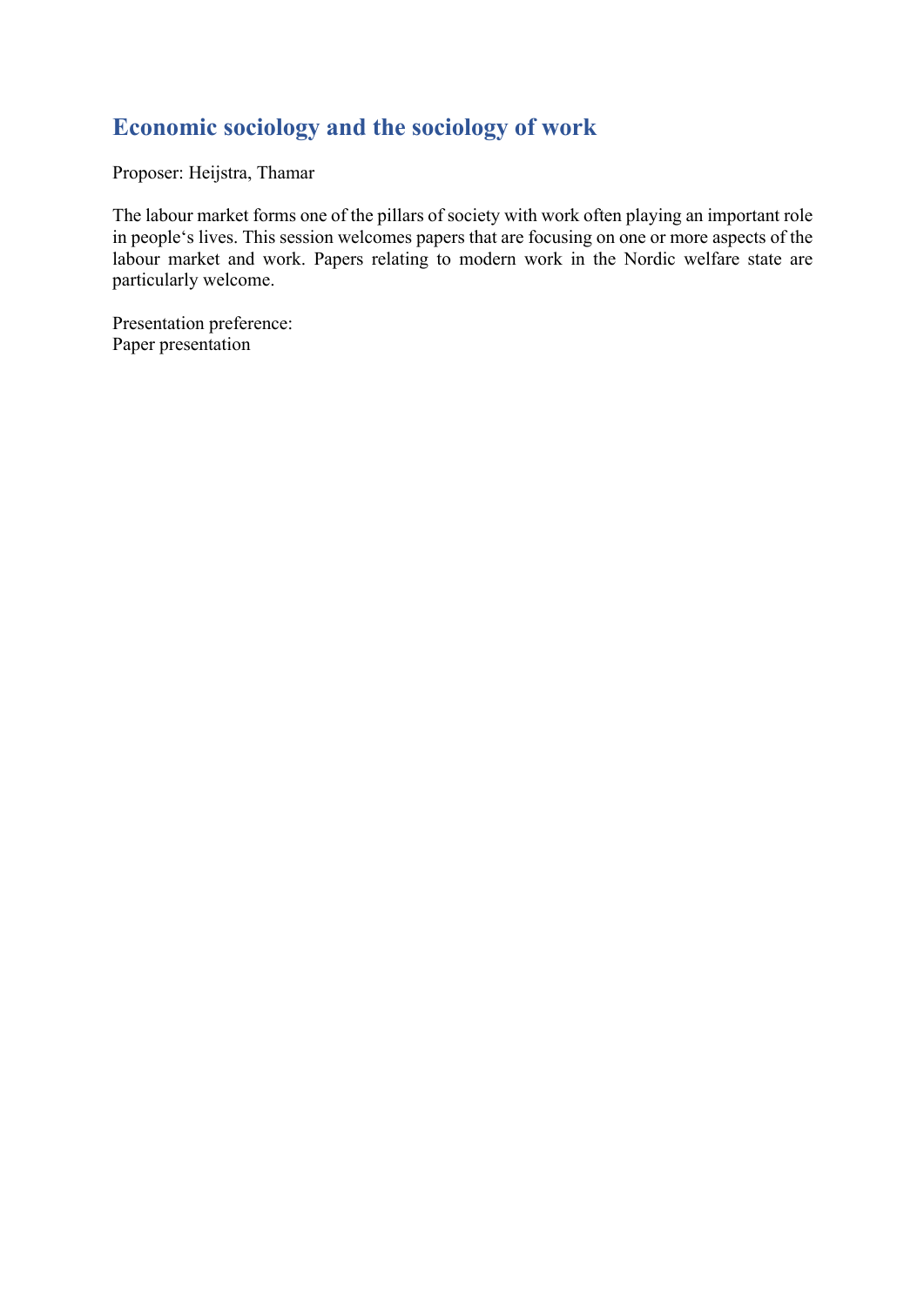## Economic sociology and the sociology of work

Proposer: Heijstra, Thamar

The labour market forms one of the pillars of society with work often playing an important role in people's lives. This session welcomes papers that are focusing on one or more aspects of the labour market and work. Papers relating to modern work in the Nordic welfare state are particularly welcome.

Presentation preference:
Paper presentation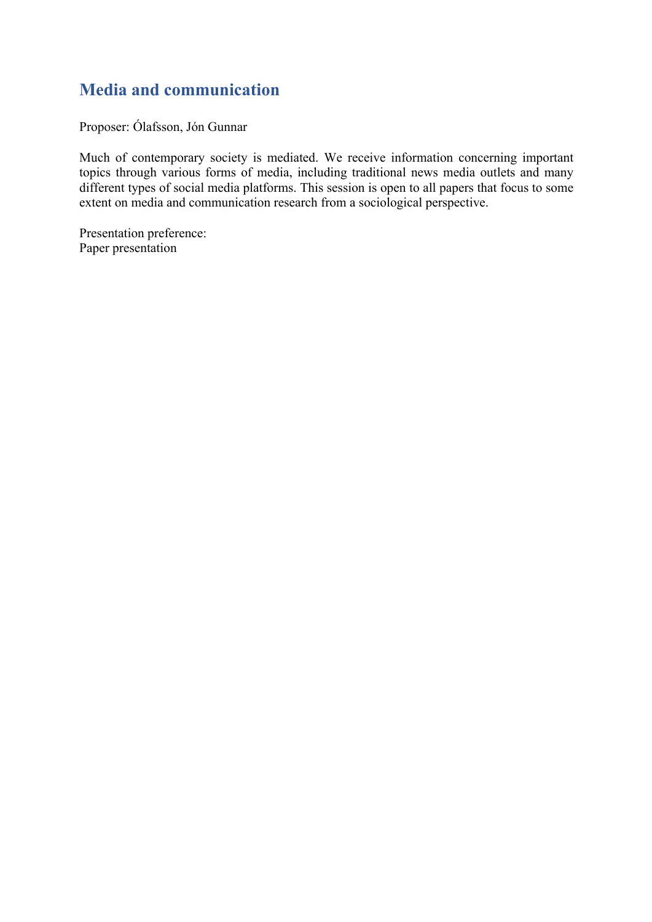## Media and communication

Proposer: Ólafsson, Jón Gunnar

Much of contemporary society is mediated. We receive information concerning important topics through various forms of media, including traditional news media outlets and many different types of social media platforms. This session is open to all papers that focus to some extent on media and communication research from a sociological perspective.

Presentation preference:
Paper presentation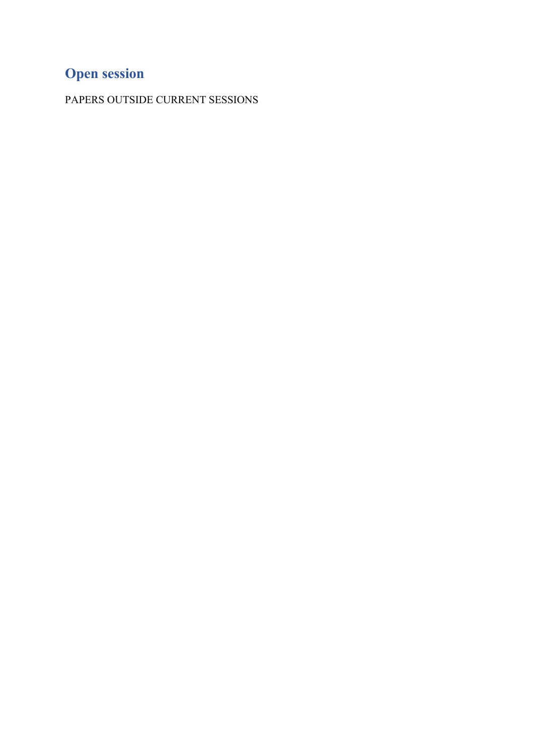## Open session

PAPERS OUTSIDE CURRENT SESSIONS